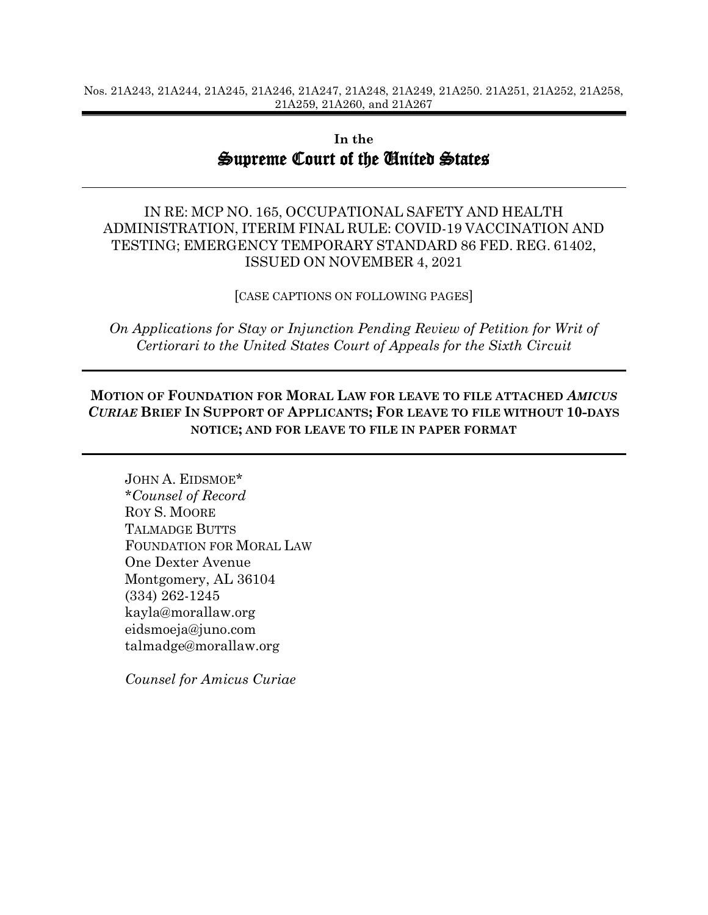Nos. 21A243, 21A244, 21A245, 21A246, 21A247, 21A248, 21A249, 21A250. 21A251, 21A252, 21A258, 21A259, 21A260, and 21A267

---

**In the**

# Supreme Court of the United States

---

IN RE: MCP NO. 165, OCCUPATIONAL SAFETY AND HEALTH ADMINISTRATION, ITERIM FINAL RULE: COVID-19 VACCINATION AND TESTING; EMERGENCY TEMPORARY STANDARD 86 FED. REG. 61402, ISSUED ON NOVEMBER 4, 2021

[CASE CAPTIONS ON FOLLOWING PAGES]

*On Applications for Stay or Injunction Pending Review of Petition for Writ of Certiorari to the United States Court of Appeals for the Sixth Circuit*

---

**MOTION OF FOUNDATION FOR MORAL LAW FOR LEAVE TO FILE ATTACHED *AMICUS CURIAE* BRIEF IN SUPPORT OF APPLICANTS; FOR LEAVE TO FILE WITHOUT 10-DAYS NOTICE; AND FOR LEAVE TO FILE IN PAPER FORMAT**

---

JOHN A. EIDSMOE*
**Counsel of Record*
ROY S. MOORE
TALMADGE BUTTS
FOUNDATION FOR MORAL LAW
One Dexter Avenue
Montgomery, AL 36104
(334) 262-1245
kayla@morallaw.org
eidsmoeja@juno.com
talmadge@morallaw.org

*Counsel for Amicus Curiae*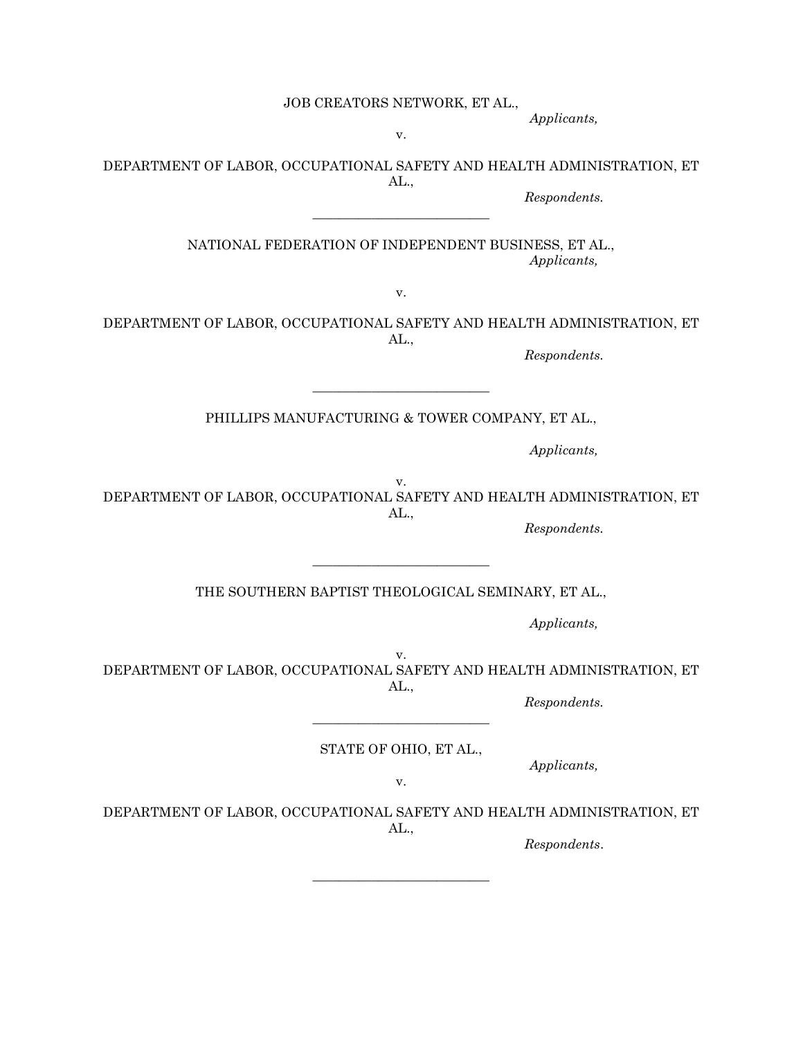JOB CREATORS NETWORK, ET AL.,

*Applicants,*

v.

DEPARTMENT OF LABOR, OCCUPATIONAL SAFETY AND HEALTH ADMINISTRATION, ET AL.,

*Respondents.*

---

NATIONAL FEDERATION OF INDEPENDENT BUSINESS, ET AL.,

*Applicants,*

v.

DEPARTMENT OF LABOR, OCCUPATIONAL SAFETY AND HEALTH ADMINISTRATION, ET AL.,

*Respondents.*

---

PHILLIPS MANUFACTURING & TOWER COMPANY, ET AL.,

*Applicants,*

v.

DEPARTMENT OF LABOR, OCCUPATIONAL SAFETY AND HEALTH ADMINISTRATION, ET AL.,

*Respondents.*

---

THE SOUTHERN BAPTIST THEOLOGICAL SEMINARY, ET AL.,

*Applicants,*

v.

DEPARTMENT OF LABOR, OCCUPATIONAL SAFETY AND HEALTH ADMINISTRATION, ET AL.,

*Respondents.*

---

STATE OF OHIO, ET AL.,

*Applicants,*

v.

DEPARTMENT OF LABOR, OCCUPATIONAL SAFETY AND HEALTH ADMINISTRATION, ET AL.,

*Respondents.*

---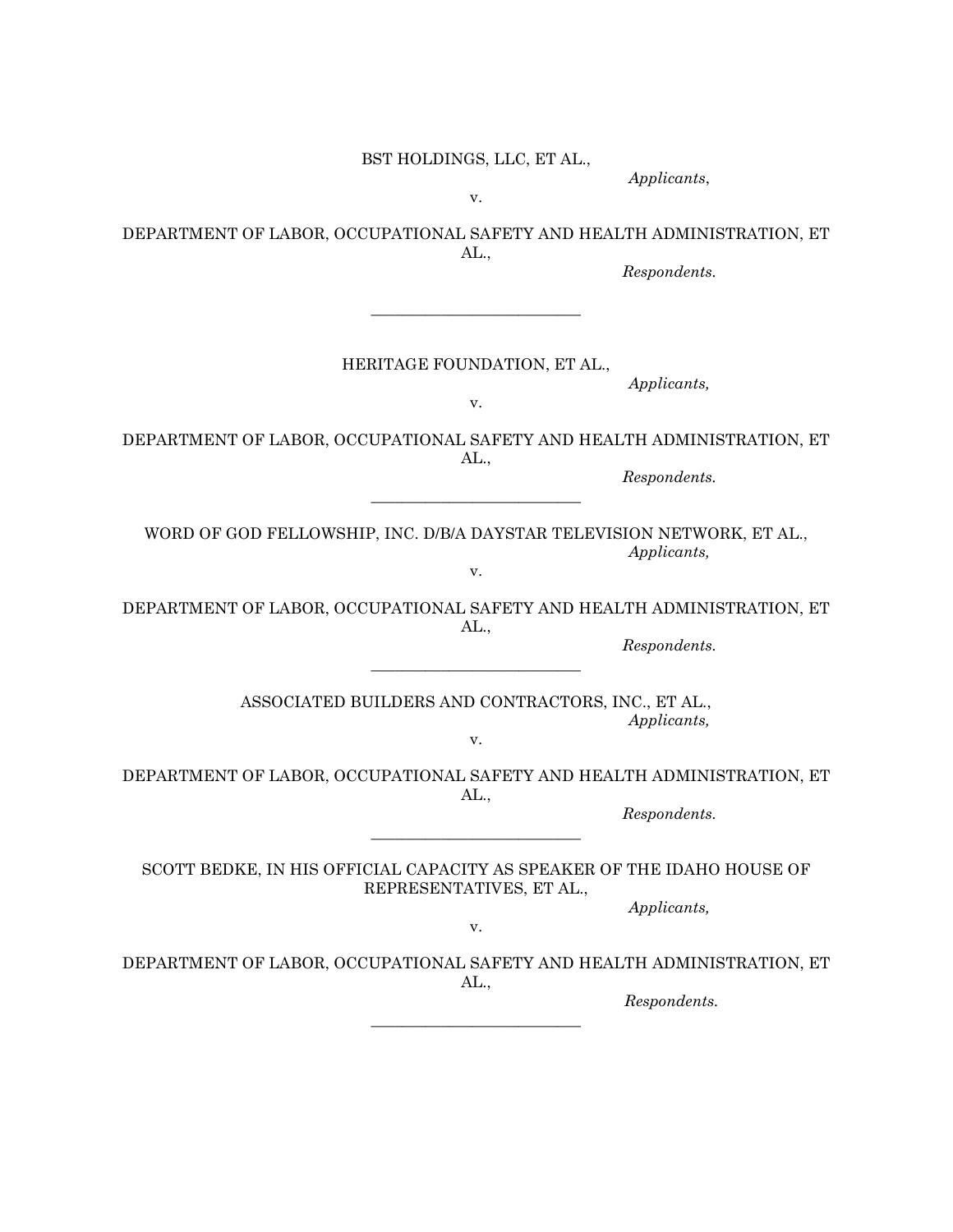BST HOLDINGS, LLC, ET AL.,

*Applicants*,

v.

DEPARTMENT OF LABOR, OCCUPATIONAL SAFETY AND HEALTH ADMINISTRATION, ET AL.,

*Respondents.*

---

HERITAGE FOUNDATION, ET AL.,

*Applicants,*

v.

DEPARTMENT OF LABOR, OCCUPATIONAL SAFETY AND HEALTH ADMINISTRATION, ET AL.,

*Respondents.*

---

WORD OF GOD FELLOWSHIP, INC. D/B/A DAYSTAR TELEVISION NETWORK, ET AL.,

*Applicants,*

v.

DEPARTMENT OF LABOR, OCCUPATIONAL SAFETY AND HEALTH ADMINISTRATION, ET AL.,

*Respondents.*

---

ASSOCIATED BUILDERS AND CONTRACTORS, INC., ET AL.,

*Applicants,*

v.

DEPARTMENT OF LABOR, OCCUPATIONAL SAFETY AND HEALTH ADMINISTRATION, ET AL.,

*Respondents.*

---

SCOTT BEDKE, IN HIS OFFICIAL CAPACITY AS SPEAKER OF THE IDAHO HOUSE OF REPRESENTATIVES, ET AL.,

*Applicants,*

v.

DEPARTMENT OF LABOR, OCCUPATIONAL SAFETY AND HEALTH ADMINISTRATION, ET AL.,

*Respondents.*

---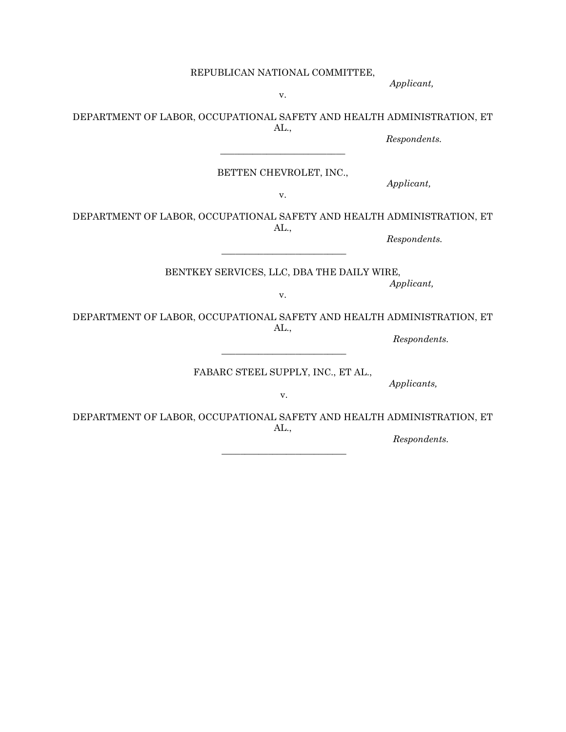REPUBLICAN NATIONAL COMMITTEE,

*Applicant,*

v.

DEPARTMENT OF LABOR, OCCUPATIONAL SAFETY AND HEALTH ADMINISTRATION, ET AL.,

*Respondents.*

---

BETTEN CHEVROLET, INC.,

*Applicant,*

v.

DEPARTMENT OF LABOR, OCCUPATIONAL SAFETY AND HEALTH ADMINISTRATION, ET AL.,

*Respondents.*

---

BENTKEY SERVICES, LLC, DBA THE DAILY WIRE,

*Applicant,*

v.

DEPARTMENT OF LABOR, OCCUPATIONAL SAFETY AND HEALTH ADMINISTRATION, ET AL.,

*Respondents.*

---

FABARC STEEL SUPPLY, INC., ET AL.,

*Applicants,*

v.

DEPARTMENT OF LABOR, OCCUPATIONAL SAFETY AND HEALTH ADMINISTRATION, ET AL.,

*Respondents.*

---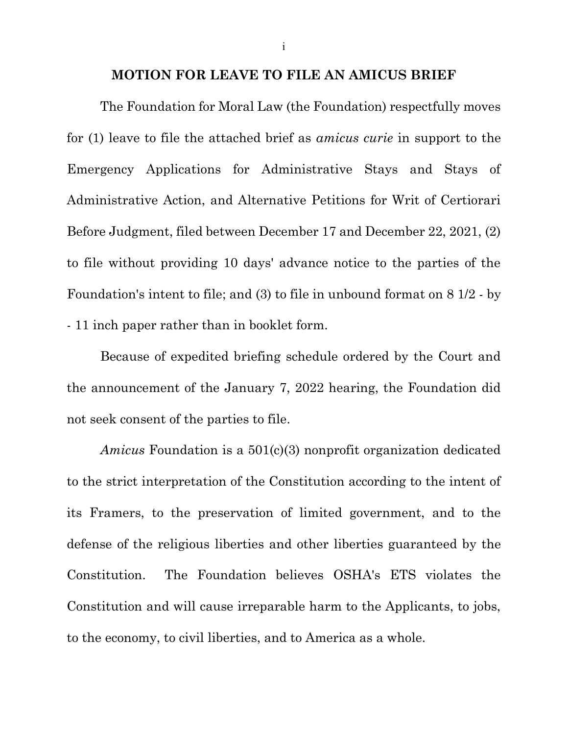## MOTION FOR LEAVE TO FILE AN AMICUS BRIEF

The Foundation for Moral Law (the Foundation) respectfully moves for (1) leave to file the attached brief as *amicus curie* in support to the Emergency Applications for Administrative Stays and Stays of Administrative Action, and Alternative Petitions for Writ of Certiorari Before Judgment, filed between December 17 and December 22, 2021, (2) to file without providing 10 days' advance notice to the parties of the Foundation's intent to file; and (3) to file in unbound format on 8 1/2 - by - 11 inch paper rather than in booklet form.

Because of expedited briefing schedule ordered by the Court and the announcement of the January 7, 2022 hearing, the Foundation did not seek consent of the parties to file.

*Amicus* Foundation is a 501(c)(3) nonprofit organization dedicated to the strict interpretation of the Constitution according to the intent of its Framers, to the preservation of limited government, and to the defense of the religious liberties and other liberties guaranteed by the Constitution. The Foundation believes OSHA's ETS violates the Constitution and will cause irreparable harm to the Applicants, to jobs, to the economy, to civil liberties, and to America as a whole.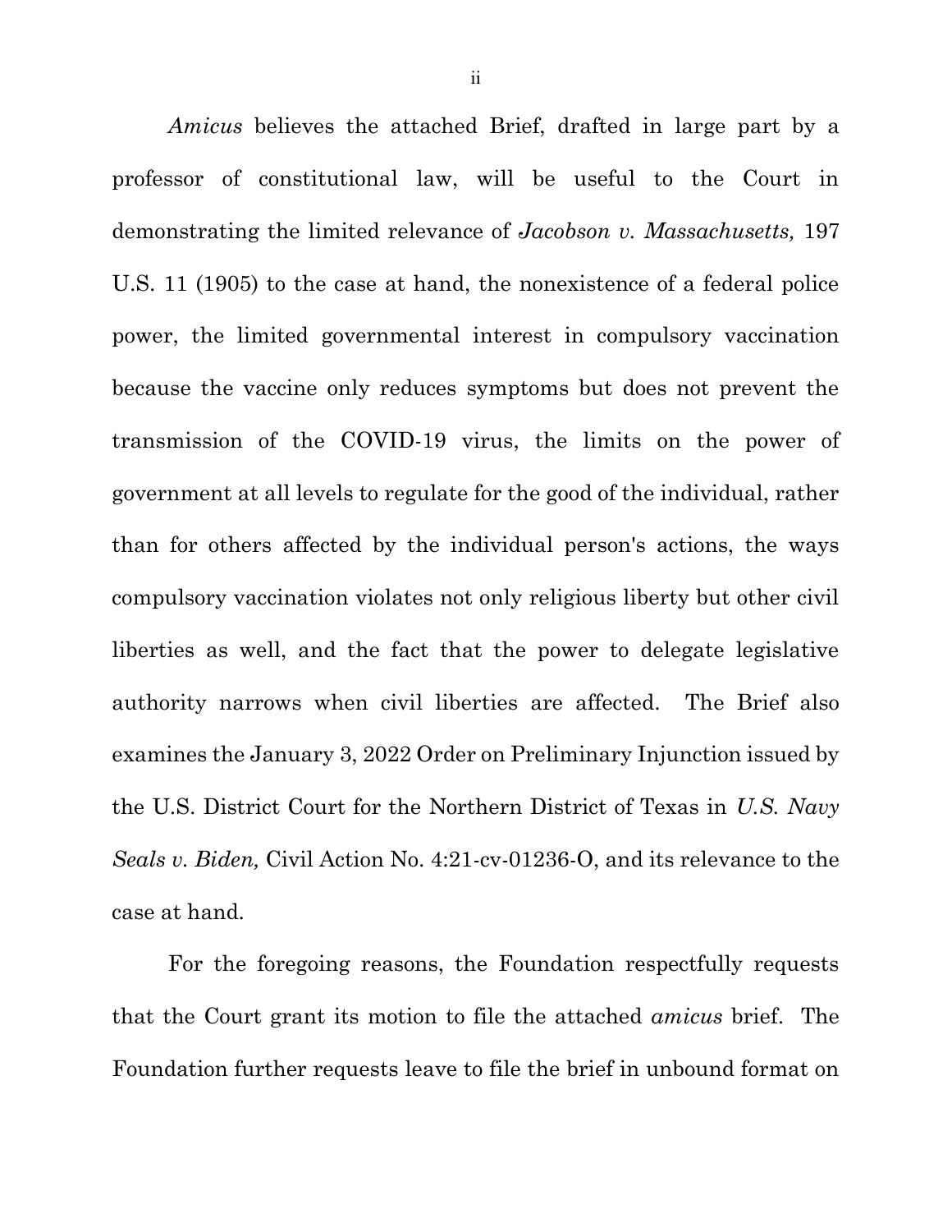*Amicus* believes the attached Brief, drafted in large part by a professor of constitutional law, will be useful to the Court in demonstrating the limited relevance of *Jacobson v. Massachusetts,* 197 U.S. 11 (1905) to the case at hand, the nonexistence of a federal police power, the limited governmental interest in compulsory vaccination because the vaccine only reduces symptoms but does not prevent the transmission of the COVID-19 virus, the limits on the power of government at all levels to regulate for the good of the individual, rather than for others affected by the individual person's actions, the ways compulsory vaccination violates not only religious liberty but other civil liberties as well, and the fact that the power to delegate legislative authority narrows when civil liberties are affected. The Brief also examines the January 3, 2022 Order on Preliminary Injunction issued by the U.S. District Court for the Northern District of Texas in *U.S. Navy Seals v. Biden,* Civil Action No. 4:21-cv-01236-O, and its relevance to the case at hand.

For the foregoing reasons, the Foundation respectfully requests that the Court grant its motion to file the attached *amicus* brief. The Foundation further requests leave to file the brief in unbound format on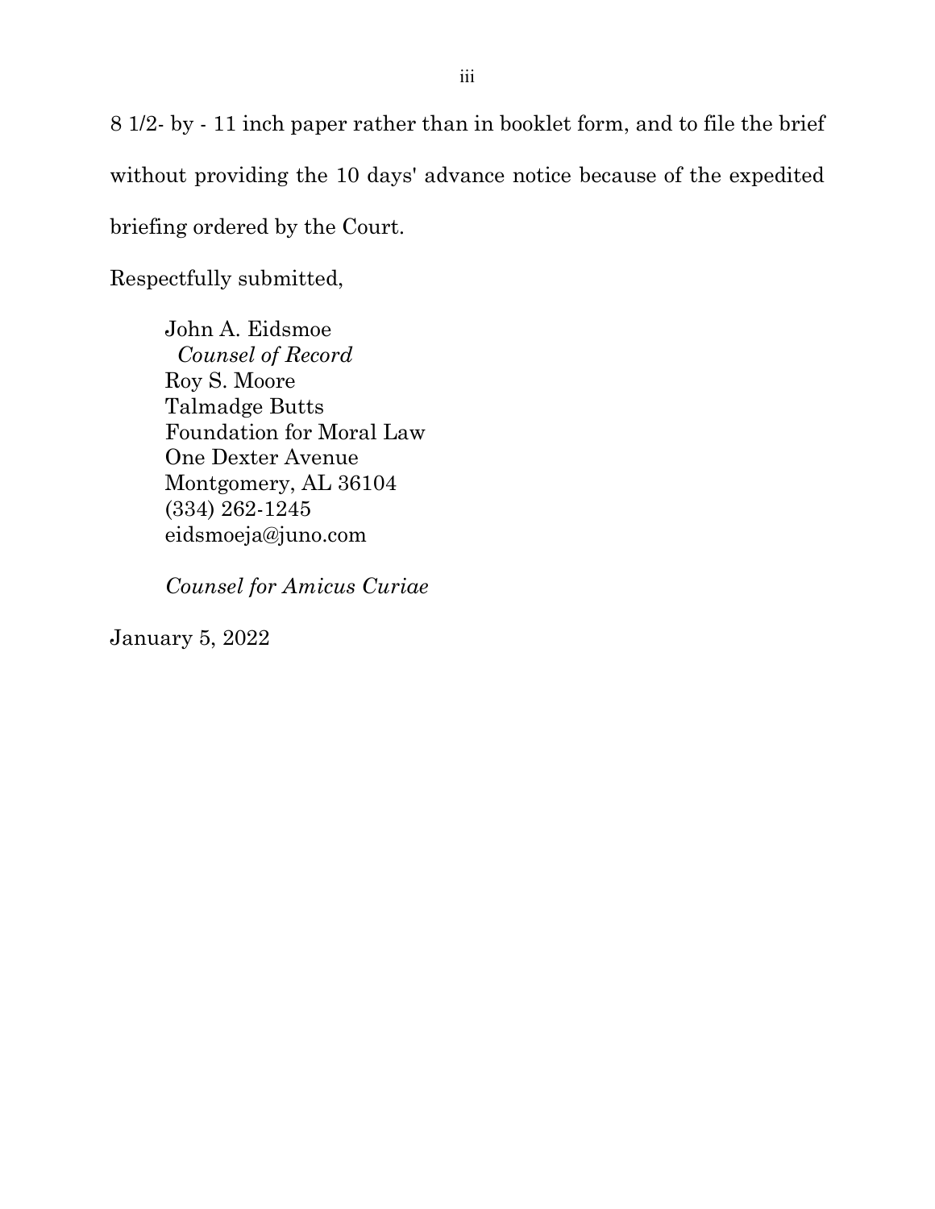8 1/2- by - 11 inch paper rather than in booklet form, and to file the brief without providing the 10 days' advance notice because of the expedited briefing ordered by the Court.

Respectfully submitted,

John A. Eidsmoe
*Counsel of Record*
Roy S. Moore
Talmadge Butts
Foundation for Moral Law
One Dexter Avenue
Montgomery, AL 36104
(334) 262-1245
eidsmoeja@juno.com

*Counsel for Amicus Curiae*

January 5, 2022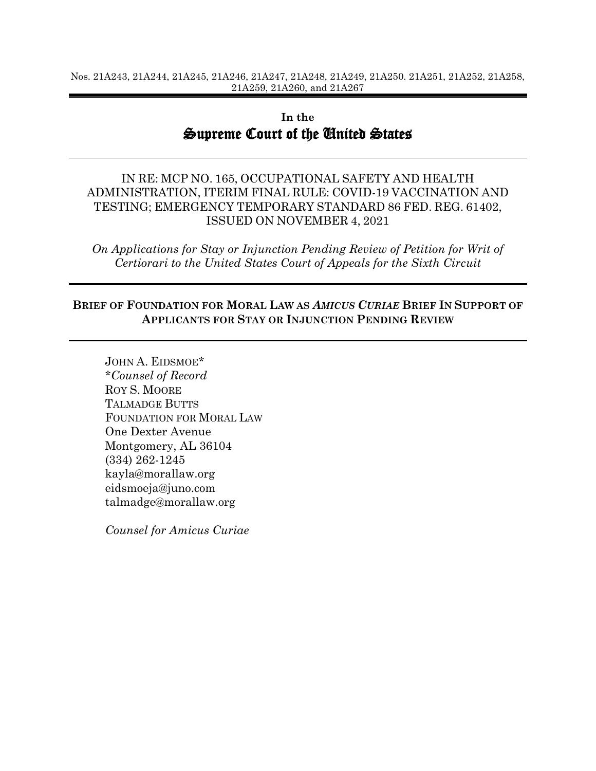Nos. 21A243, 21A244, 21A245, 21A246, 21A247, 21A248, 21A249, 21A250. 21A251, 21A252, 21A258, 21A259, 21A260, and 21A267

**In the**

# Supreme Court of the United States

IN RE: MCP NO. 165, OCCUPATIONAL SAFETY AND HEALTH ADMINISTRATION, ITERIM FINAL RULE: COVID-19 VACCINATION AND TESTING; EMERGENCY TEMPORARY STANDARD 86 FED. REG. 61402, ISSUED ON NOVEMBER 4, 2021

*On Applications for Stay or Injunction Pending Review of Petition for Writ of Certiorari to the United States Court of Appeals for the Sixth Circuit*

**BRIEF OF FOUNDATION FOR MORAL LAW AS *AMICUS CURIAE* BRIEF IN SUPPORT OF APPLICANTS FOR STAY OR INJUNCTION PENDING REVIEW**

JOHN A. EIDSMOE*
**Counsel of Record*
ROY S. MOORE
TALMADGE BUTTS
FOUNDATION FOR MORAL LAW
One Dexter Avenue
Montgomery, AL 36104
(334) 262-1245
kayla@morallaw.org
eidsmoeja@juno.com
talmadge@morallaw.org

*Counsel for Amicus Curiae*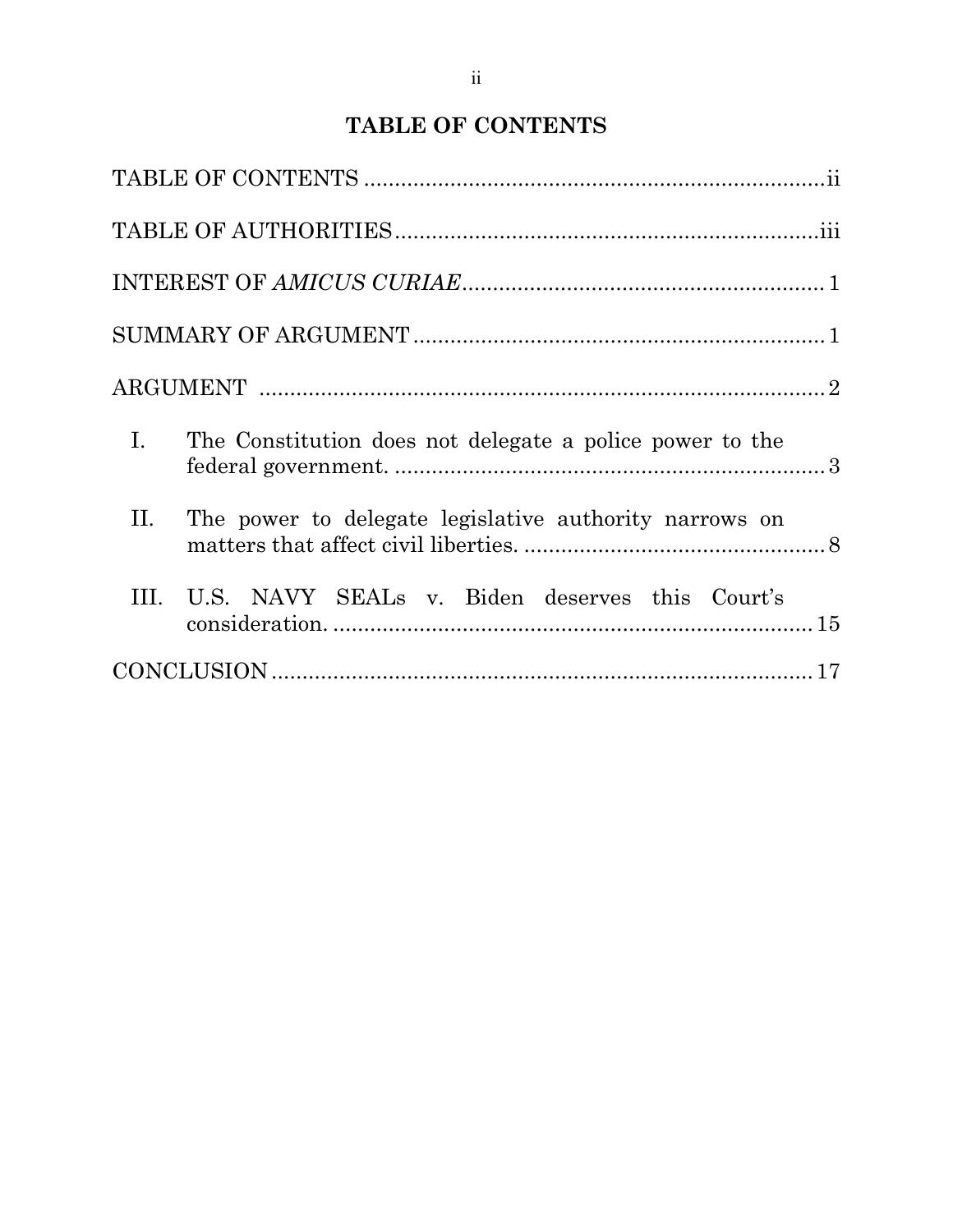## TABLE OF CONTENTS

TABLE OF CONTENTS .......... ii

TABLE OF AUTHORITIES .......... iii

INTEREST OF *AMICUS CURIAE* .......... 1

SUMMARY OF ARGUMENT .......... 1

ARGUMENT .......... 2

I. The Constitution does not delegate a police power to the federal government. .......... 3

II. The power to delegate legislative authority narrows on matters that affect civil liberties. .......... 8

III. U.S. NAVY SEALs v. Biden deserves this Court's consideration. .......... 15

CONCLUSION .......... 17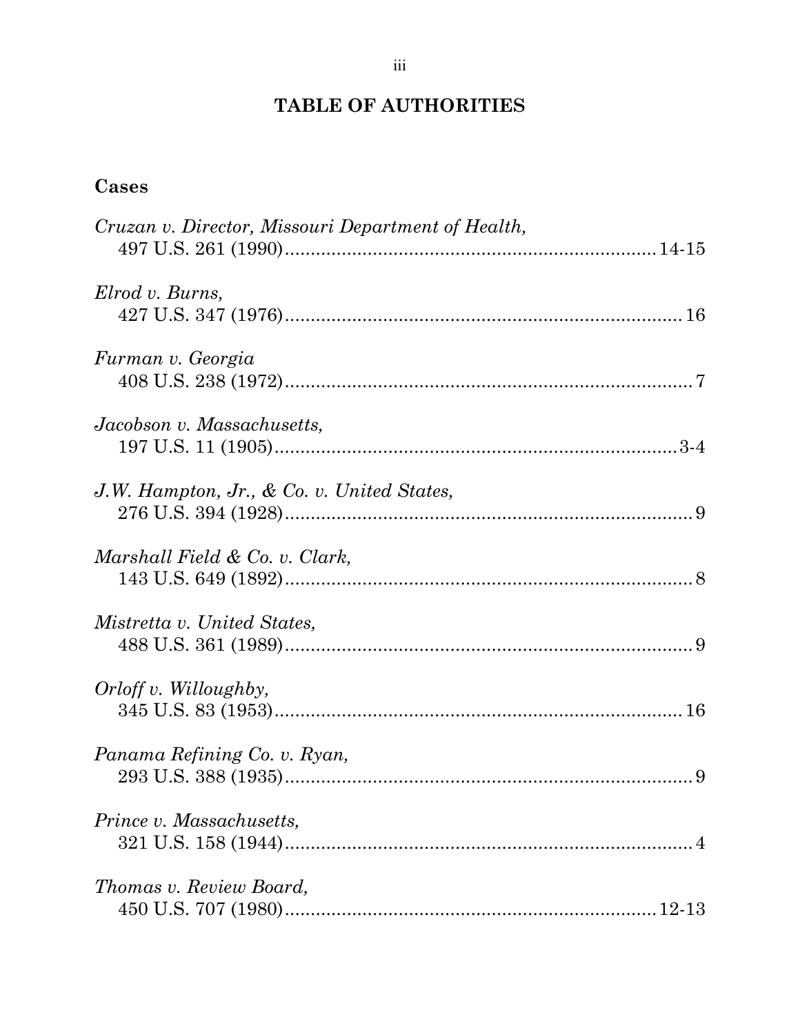# TABLE OF AUTHORITIES

## Cases

*Cruzan v. Director, Missouri Department of Health,*
497 U.S. 261 (1990) .......... 14-15

*Elrod v. Burns,*
427 U.S. 347 (1976) .......... 16

*Furman v. Georgia*
408 U.S. 238 (1972) .......... 7

*Jacobson v. Massachusetts,*
197 U.S. 11 (1905) .......... 3-4

*J.W. Hampton, Jr., & Co. v. United States,*
276 U.S. 394 (1928) .......... 9

*Marshall Field & Co. v. Clark,*
143 U.S. 649 (1892) .......... 8

*Mistretta v. United States,*
488 U.S. 361 (1989) .......... 9

*Orloff v. Willoughby,*
345 U.S. 83 (1953) .......... 16

*Panama Refining Co. v. Ryan,*
293 U.S. 388 (1935) .......... 9

*Prince v. Massachusetts,*
321 U.S. 158 (1944) .......... 4

*Thomas v. Review Board,*
450 U.S. 707 (1980) .......... 12-13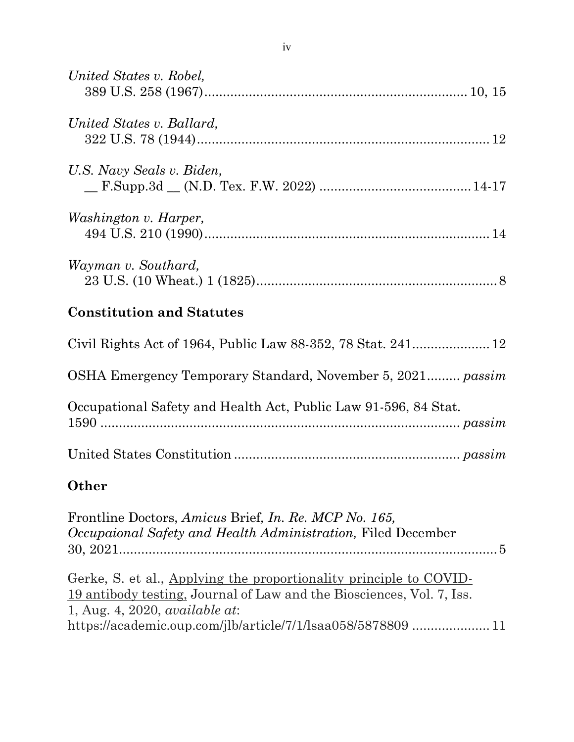*United States v. Robel,*
389 U.S. 258 (1967)...................................................................... 10, 15

*United States v. Ballard,*
322 U.S. 78 (1944)............................................................................... 12

*U.S. Navy Seals v. Biden,*
__ F.Supp.3d __ (N.D. Tex. F.W. 2022) ........................................ 14-17

*Washington v. Harper,*
494 U.S. 210 (1990)............................................................................. 14

*Wayman v. Southard,*
23 U.S. (10 Wheat.) 1 (1825)................................................................. 8

## Constitution and Statutes

Civil Rights Act of 1964, Public Law 88-352, 78 Stat. 241..................... 12

OSHA Emergency Temporary Standard, November 5, 2021......... *passim*

Occupational Safety and Health Act, Public Law 91-596, 84 Stat. 1590 .................................................................................... *passim*

United States Constitution ............................................................ *passim*

## Other

Frontline Doctors, *Amicus* Brief*, In. Re. MCP No. 165, Occupaional Safety and Health Administration,* Filed December 30, 2021........................................................................................... 5

Gerke, S. et al., Applying the proportionality principle to COVID-19 antibody testing, Journal of Law and the Biosciences, Vol. 7, Iss. 1, Aug. 4, 2020, *available at*: https://academic.oup.com/jlb/article/7/1/lsaa058/5878809 ..................... 11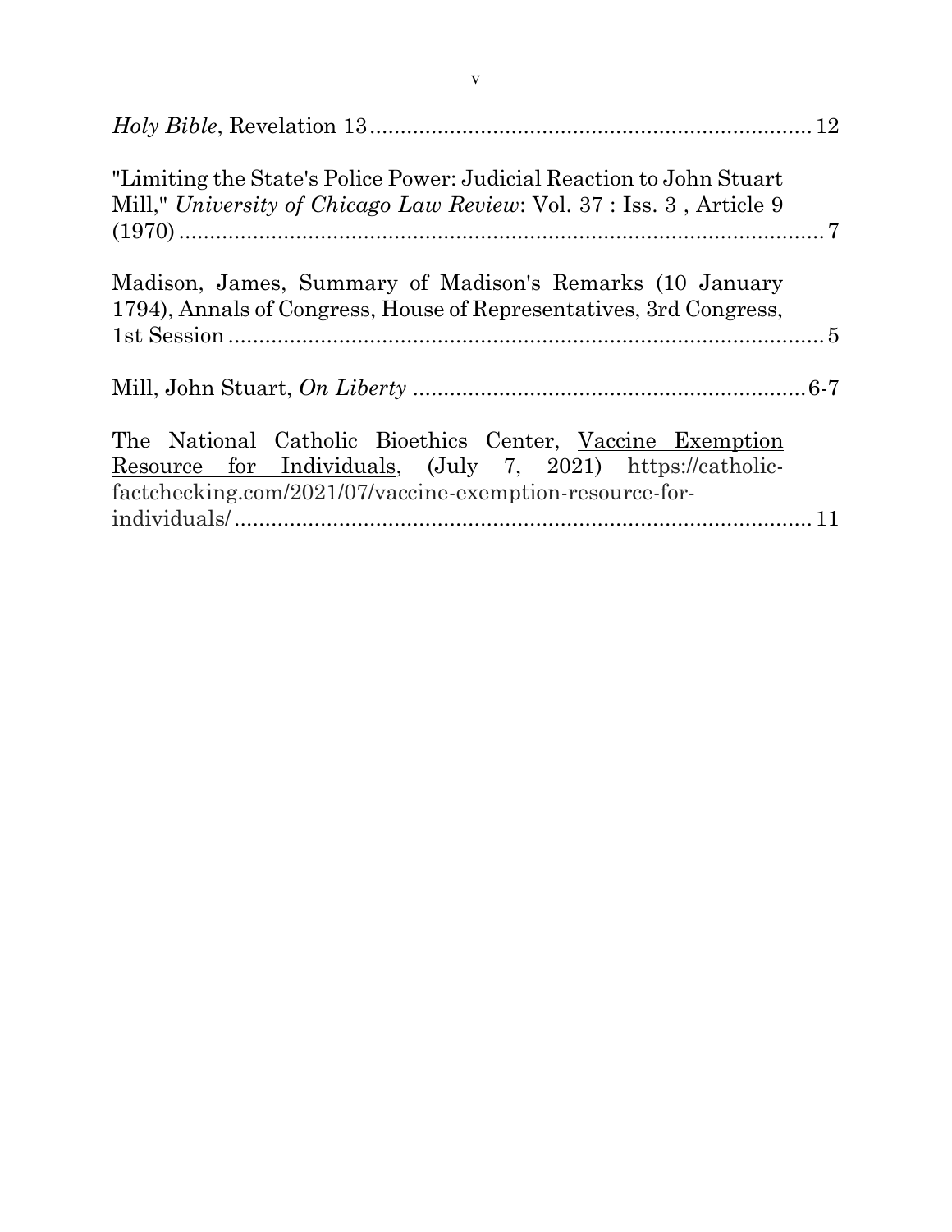*Holy Bible*, Revelation 13 .......................................................................... 12

"Limiting the State's Police Power: Judicial Reaction to John Stuart Mill," *University of Chicago Law Review*: Vol. 37 : Iss. 3 , Article 9 (1970) .......................................................................................................... 7

Madison, James, Summary of Madison's Remarks (10 January 1794), Annals of Congress, House of Representatives, 3rd Congress, 1st Session .................................................................................................. 5

Mill, John Stuart, *On Liberty* ............................................................... 6-7

The National Catholic Bioethics Center, <u>Vaccine Exemption Resource for Individuals</u>, (July 7, 2021) https://catholic-factchecking.com/2021/07/vaccine-exemption-resource-for-individuals/ ..................................................................................... 11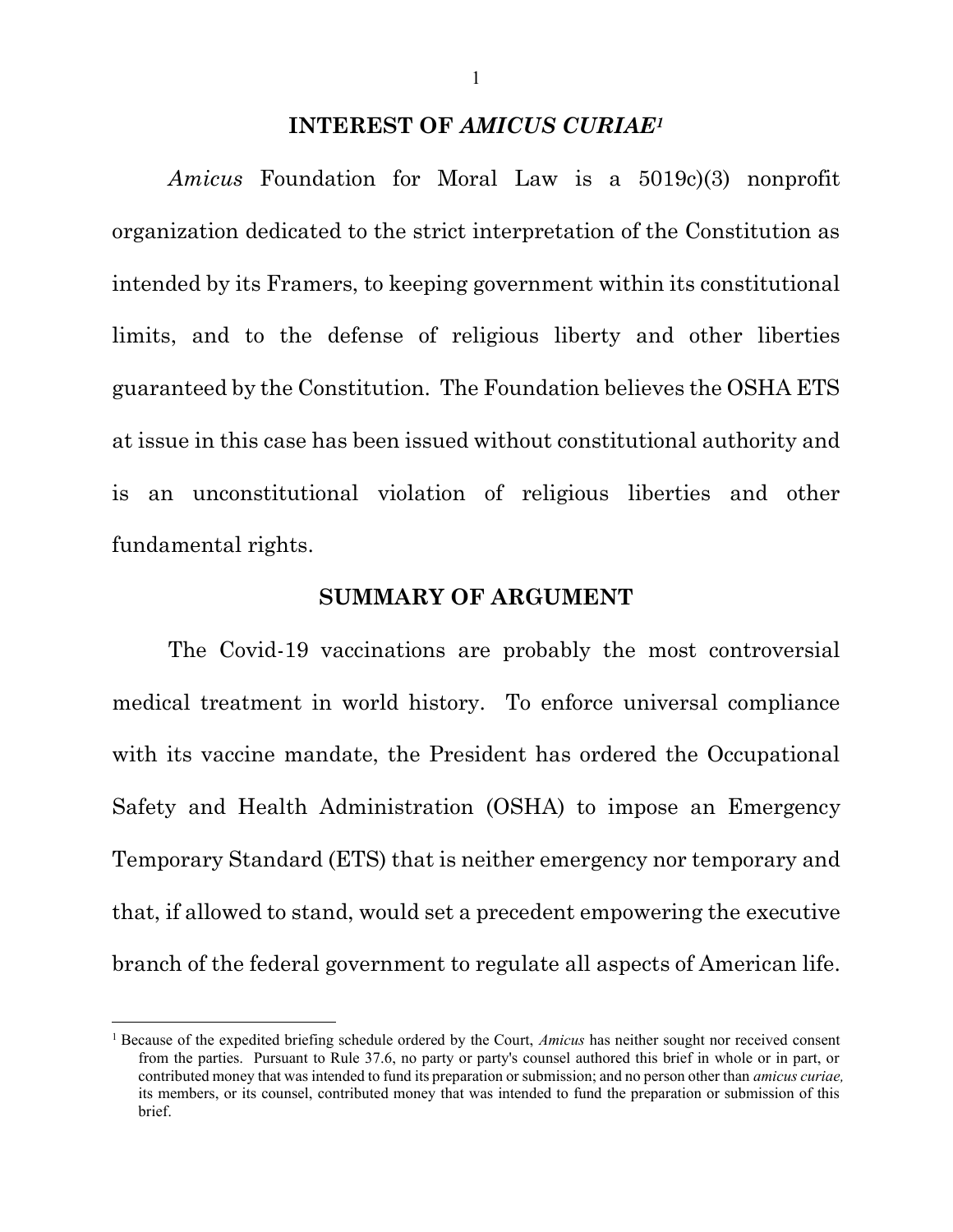## INTEREST OF *AMICUS CURIAE*[1]

*Amicus* Foundation for Moral Law is a 5019c)(3) nonprofit organization dedicated to the strict interpretation of the Constitution as intended by its Framers, to keeping government within its constitutional limits, and to the defense of religious liberty and other liberties guaranteed by the Constitution. The Foundation believes the OSHA ETS at issue in this case has been issued without constitutional authority and is an unconstitutional violation of religious liberties and other fundamental rights.

## SUMMARY OF ARGUMENT

The Covid-19 vaccinations are probably the most controversial medical treatment in world history. To enforce universal compliance with its vaccine mandate, the President has ordered the Occupational Safety and Health Administration (OSHA) to impose an Emergency Temporary Standard (ETS) that is neither emergency nor temporary and that, if allowed to stand, would set a precedent empowering the executive branch of the federal government to regulate all aspects of American life.

[1] Because of the expedited briefing schedule ordered by the Court, *Amicus* has neither sought nor received consent from the parties. Pursuant to Rule 37.6, no party or party's counsel authored this brief in whole or in part, or contributed money that was intended to fund its preparation or submission; and no person other than *amicus curiae,* its members, or its counsel, contributed money that was intended to fund the preparation or submission of this brief.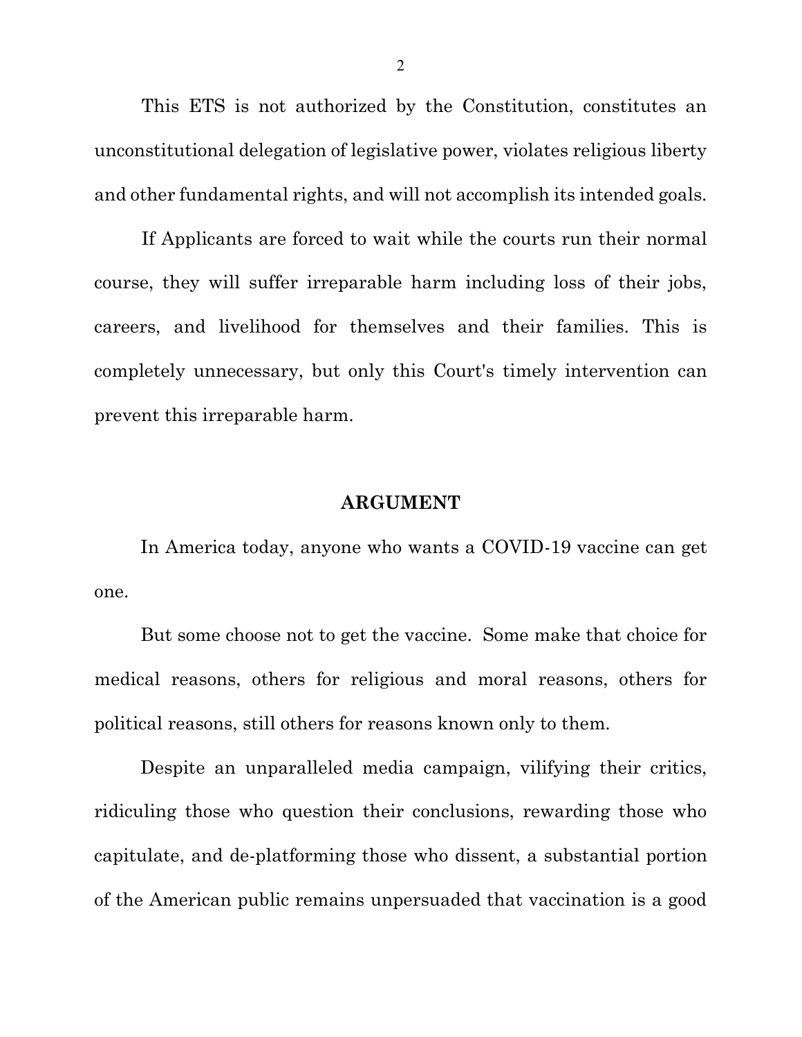This ETS is not authorized by the Constitution, constitutes an unconstitutional delegation of legislative power, violates religious liberty and other fundamental rights, and will not accomplish its intended goals.

If Applicants are forced to wait while the courts run their normal course, they will suffer irreparable harm including loss of their jobs, careers, and livelihood for themselves and their families. This is completely unnecessary, but only this Court's timely intervention can prevent this irreparable harm.

## ARGUMENT

In America today, anyone who wants a COVID-19 vaccine can get one.

But some choose not to get the vaccine. Some make that choice for medical reasons, others for religious and moral reasons, others for political reasons, still others for reasons known only to them.

Despite an unparalleled media campaign, vilifying their critics, ridiculing those who question their conclusions, rewarding those who capitulate, and de-platforming those who dissent, a substantial portion of the American public remains unpersuaded that vaccination is a good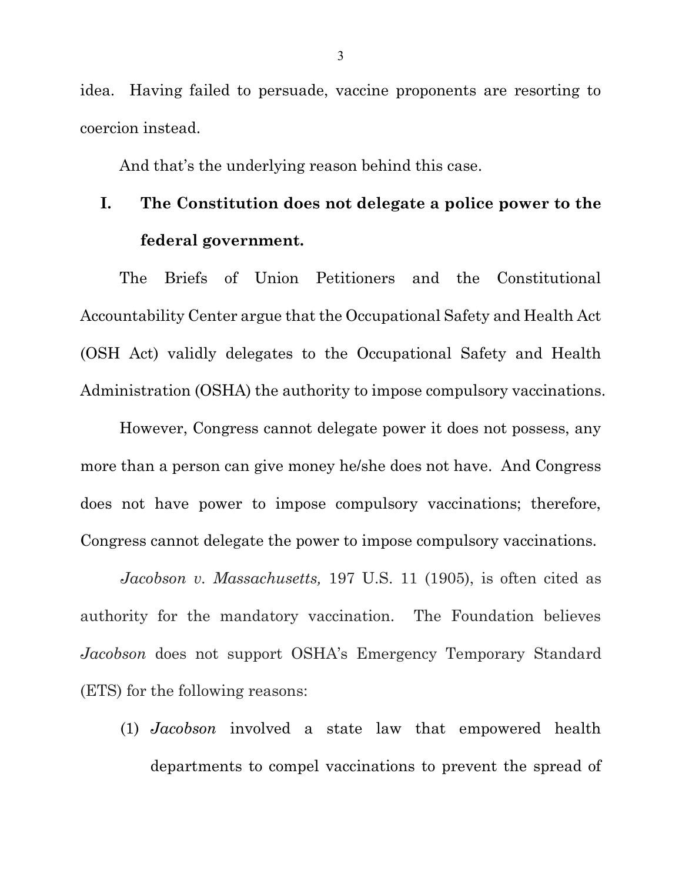idea. Having failed to persuade, vaccine proponents are resorting to coercion instead.

And that's the underlying reason behind this case.

## I. The Constitution does not delegate a police power to the federal government.

The Briefs of Union Petitioners and the Constitutional Accountability Center argue that the Occupational Safety and Health Act (OSH Act) validly delegates to the Occupational Safety and Health Administration (OSHA) the authority to impose compulsory vaccinations.

However, Congress cannot delegate power it does not possess, any more than a person can give money he/she does not have. And Congress does not have power to impose compulsory vaccinations; therefore, Congress cannot delegate the power to impose compulsory vaccinations.

*Jacobson v. Massachusetts,* 197 U.S. 11 (1905), is often cited as authority for the mandatory vaccination. The Foundation believes *Jacobson* does not support OSHA's Emergency Temporary Standard (ETS) for the following reasons:

(1) *Jacobson* involved a state law that empowered health departments to compel vaccinations to prevent the spread of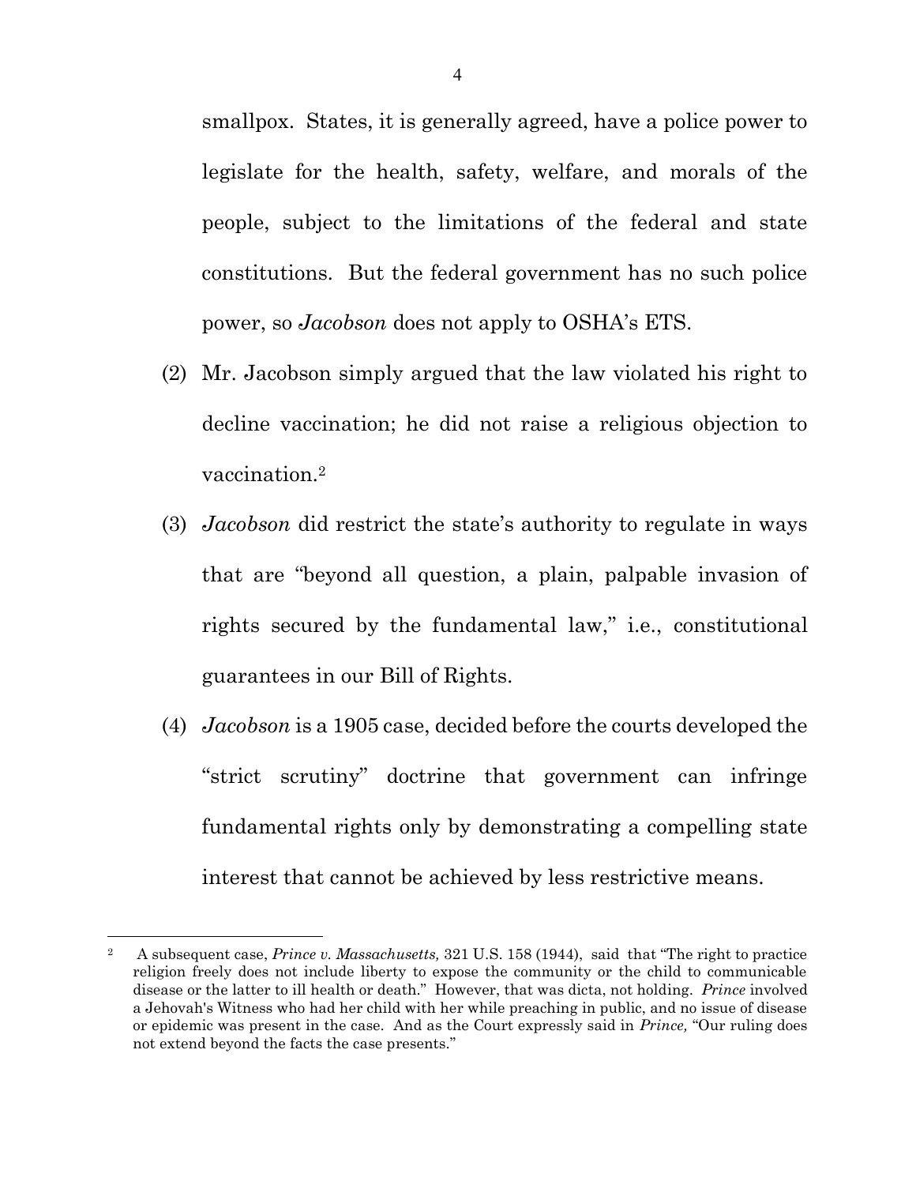smallpox. States, it is generally agreed, have a police power to legislate for the health, safety, welfare, and morals of the people, subject to the limitations of the federal and state constitutions. But the federal government has no such police power, so *Jacobson* does not apply to OSHA's ETS.

(2) Mr. Jacobson simply argued that the law violated his right to decline vaccination; he did not raise a religious objection to vaccination.[2]

(3) *Jacobson* did restrict the state's authority to regulate in ways that are "beyond all question, a plain, palpable invasion of rights secured by the fundamental law," i.e., constitutional guarantees in our Bill of Rights.

(4) *Jacobson* is a 1905 case, decided before the courts developed the "strict scrutiny" doctrine that government can infringe fundamental rights only by demonstrating a compelling state interest that cannot be achieved by less restrictive means.

---

[2] A subsequent case, *Prince v. Massachusetts,* 321 U.S. 158 (1944), said that "The right to practice religion freely does not include liberty to expose the community or the child to communicable disease or the latter to ill health or death." However, that was dicta, not holding. *Prince* involved a Jehovah's Witness who had her child with her while preaching in public, and no issue of disease or epidemic was present in the case. And as the Court expressly said in *Prince,* "Our ruling does not extend beyond the facts the case presents."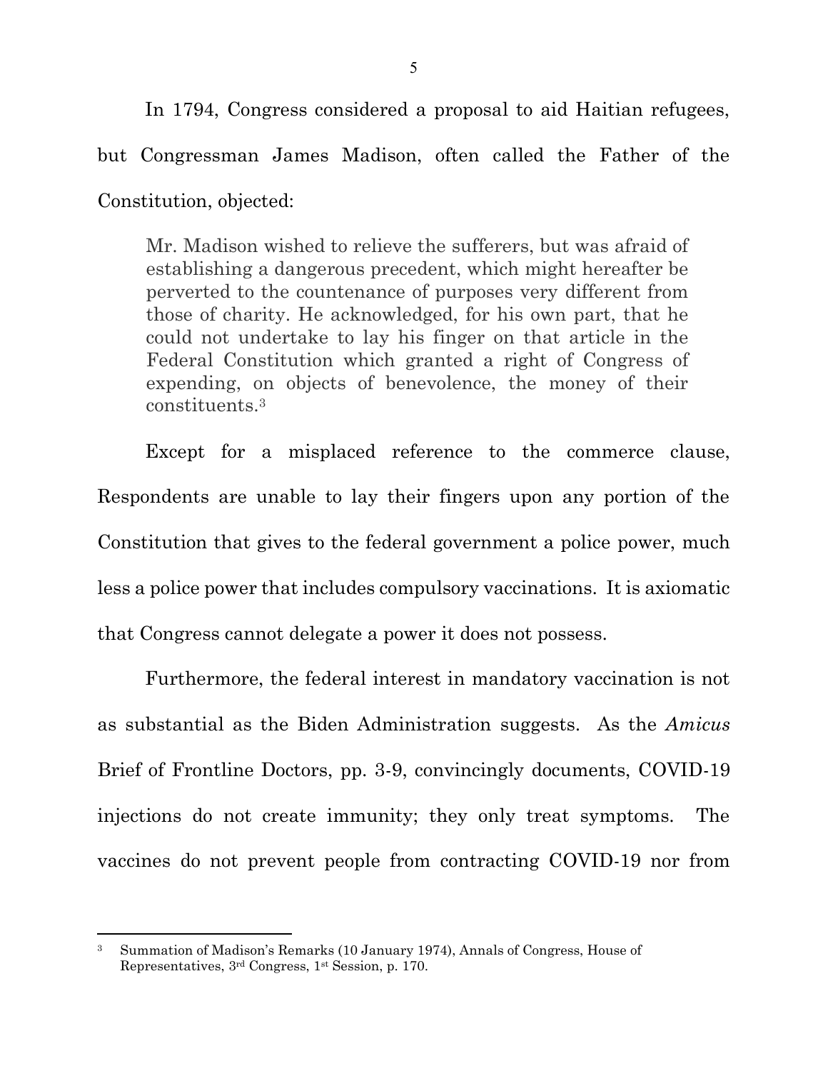In 1794, Congress considered a proposal to aid Haitian refugees, but Congressman James Madison, often called the Father of the Constitution, objected:

> Mr. Madison wished to relieve the sufferers, but was afraid of establishing a dangerous precedent, which might hereafter be perverted to the countenance of purposes very different from those of charity. He acknowledged, for his own part, that he could not undertake to lay his finger on that article in the Federal Constitution which granted a right of Congress of expending, on objects of benevolence, the money of their constituents.[3]

Except for a misplaced reference to the commerce clause, Respondents are unable to lay their fingers upon any portion of the Constitution that gives to the federal government a police power, much less a police power that includes compulsory vaccinations. It is axiomatic that Congress cannot delegate a power it does not possess.

Furthermore, the federal interest in mandatory vaccination is not as substantial as the Biden Administration suggests. As the *Amicus* Brief of Frontline Doctors, pp. 3-9, convincingly documents, COVID-19 injections do not create immunity; they only treat symptoms. The vaccines do not prevent people from contracting COVID-19 nor from

---

[3] Summation of Madison's Remarks (10 January 1974), Annals of Congress, House of Representatives, 3rd Congress, 1st Session, p. 170.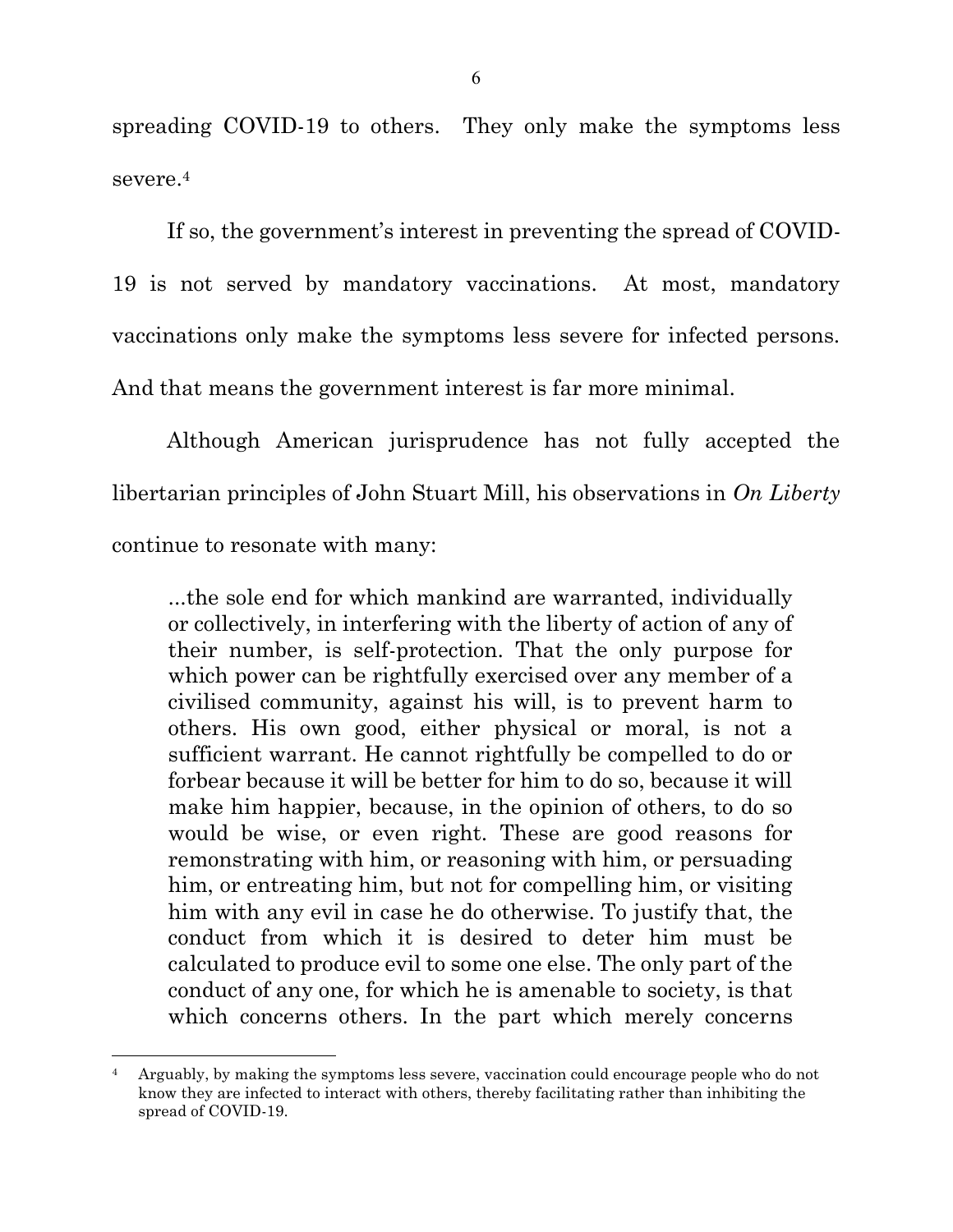spreading COVID-19 to others. They only make the symptoms less severe.[4]

If so, the government's interest in preventing the spread of COVID-19 is not served by mandatory vaccinations. At most, mandatory vaccinations only make the symptoms less severe for infected persons. And that means the government interest is far more minimal.

Although American jurisprudence has not fully accepted the libertarian principles of John Stuart Mill, his observations in *On Liberty* continue to resonate with many:

> ...the sole end for which mankind are warranted, individually or collectively, in interfering with the liberty of action of any of their number, is self-protection. That the only purpose for which power can be rightfully exercised over any member of a civilised community, against his will, is to prevent harm to others. His own good, either physical or moral, is not a sufficient warrant. He cannot rightfully be compelled to do or forbear because it will be better for him to do so, because it will make him happier, because, in the opinion of others, to do so would be wise, or even right. These are good reasons for remonstrating with him, or reasoning with him, or persuading him, or entreating him, but not for compelling him, or visiting him with any evil in case he do otherwise. To justify that, the conduct from which it is desired to deter him must be calculated to produce evil to some one else. The only part of the conduct of any one, for which he is amenable to society, is that which concerns others. In the part which merely concerns

---

[4] Arguably, by making the symptoms less severe, vaccination could encourage people who do not know they are infected to interact with others, thereby facilitating rather than inhibiting the spread of COVID-19.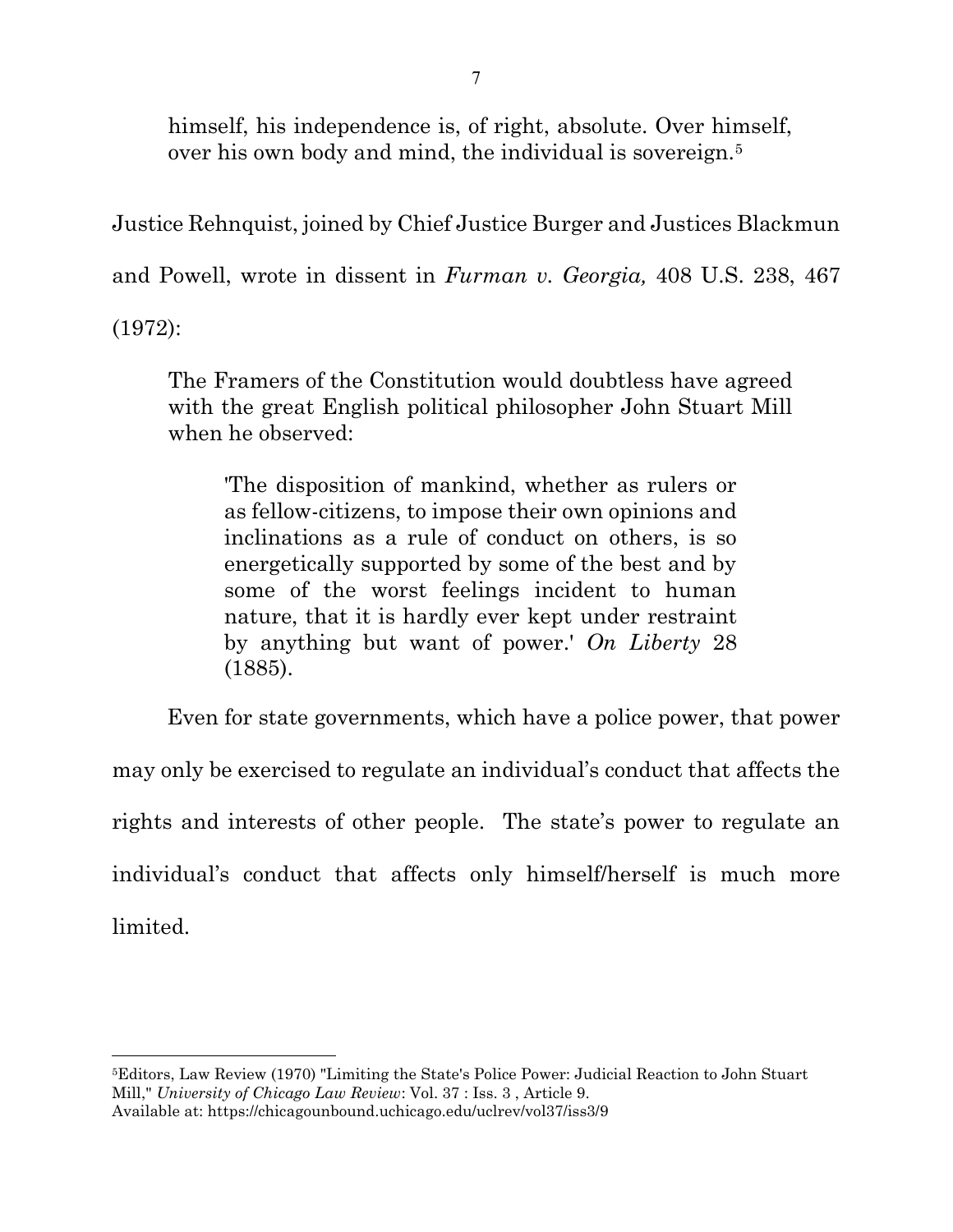> himself, his independence is, of right, absolute. Over himself, over his own body and mind, the individual is sovereign.[5]

Justice Rehnquist, joined by Chief Justice Burger and Justices Blackmun and Powell, wrote in dissent in *Furman v. Georgia,* 408 U.S. 238, 467 (1972):

> The Framers of the Constitution would doubtless have agreed with the great English political philosopher John Stuart Mill when he observed:
>
>> 'The disposition of mankind, whether as rulers or as fellow-citizens, to impose their own opinions and inclinations as a rule of conduct on others, is so energetically supported by some of the best and by some of the worst feelings incident to human nature, that it is hardly ever kept under restraint by anything but want of power.' *On Liberty* 28 (1885).

Even for state governments, which have a police power, that power may only be exercised to regulate an individual's conduct that affects the rights and interests of other people. The state's power to regulate an individual's conduct that affects only himself/herself is much more limited.

---

[5]Editors, Law Review (1970) "Limiting the State's Police Power: Judicial Reaction to John Stuart Mill," *University of Chicago Law Review*: Vol. 37 : Iss. 3 , Article 9.
Available at: https://chicagounbound.uchicago.edu/uclrev/vol37/iss3/9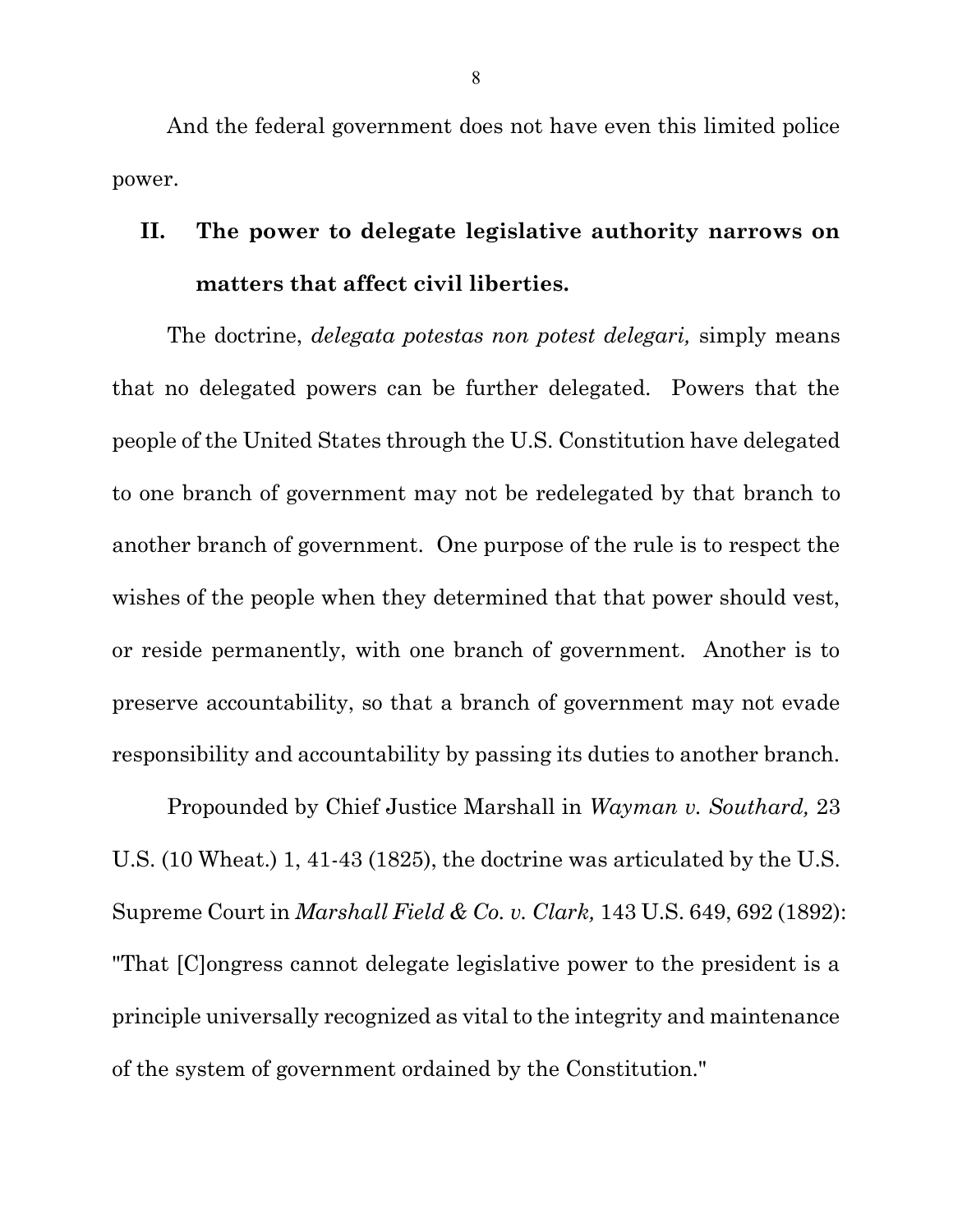And the federal government does not have even this limited police power.

## II. The power to delegate legislative authority narrows on matters that affect civil liberties.

The doctrine, *delegata potestas non potest delegari,* simply means that no delegated powers can be further delegated. Powers that the people of the United States through the U.S. Constitution have delegated to one branch of government may not be redelegated by that branch to another branch of government. One purpose of the rule is to respect the wishes of the people when they determined that that power should vest, or reside permanently, with one branch of government. Another is to preserve accountability, so that a branch of government may not evade responsibility and accountability by passing its duties to another branch.

Propounded by Chief Justice Marshall in *Wayman v. Southard,* 23 U.S. (10 Wheat.) 1, 41-43 (1825), the doctrine was articulated by the U.S. Supreme Court in *Marshall Field & Co. v. Clark,* 143 U.S. 649, 692 (1892): "That [C]ongress cannot delegate legislative power to the president is a principle universally recognized as vital to the integrity and maintenance of the system of government ordained by the Constitution."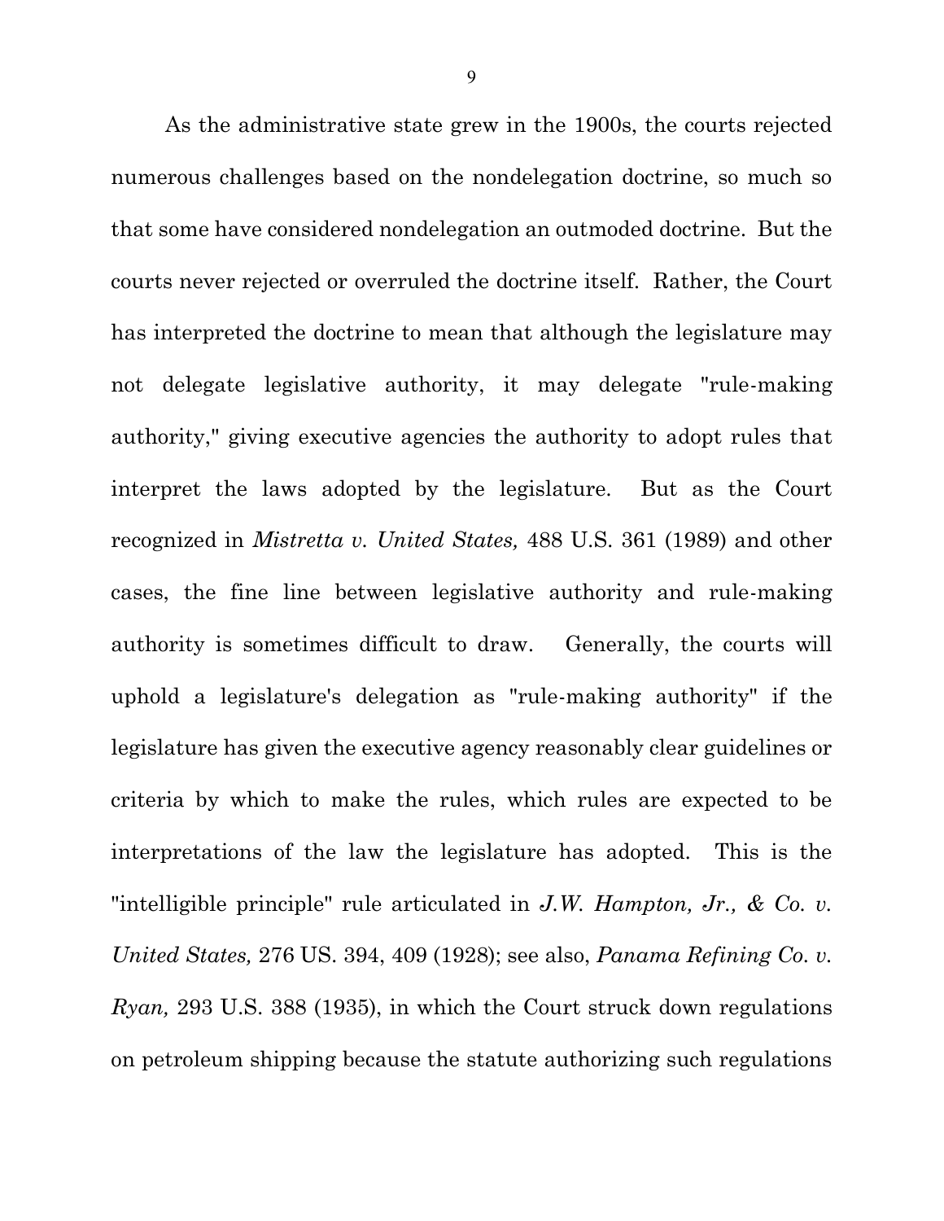As the administrative state grew in the 1900s, the courts rejected numerous challenges based on the nondelegation doctrine, so much so that some have considered nondelegation an outmoded doctrine. But the courts never rejected or overruled the doctrine itself. Rather, the Court has interpreted the doctrine to mean that although the legislature may not delegate legislative authority, it may delegate "rule-making authority," giving executive agencies the authority to adopt rules that interpret the laws adopted by the legislature. But as the Court recognized in *Mistretta v. United States,* 488 U.S. 361 (1989) and other cases, the fine line between legislative authority and rule-making authority is sometimes difficult to draw. Generally, the courts will uphold a legislature's delegation as "rule-making authority" if the legislature has given the executive agency reasonably clear guidelines or criteria by which to make the rules, which rules are expected to be interpretations of the law the legislature has adopted. This is the "intelligible principle" rule articulated in *J.W. Hampton, Jr., & Co. v. United States,* 276 US. 394, 409 (1928); see also, *Panama Refining Co. v. Ryan,* 293 U.S. 388 (1935), in which the Court struck down regulations on petroleum shipping because the statute authorizing such regulations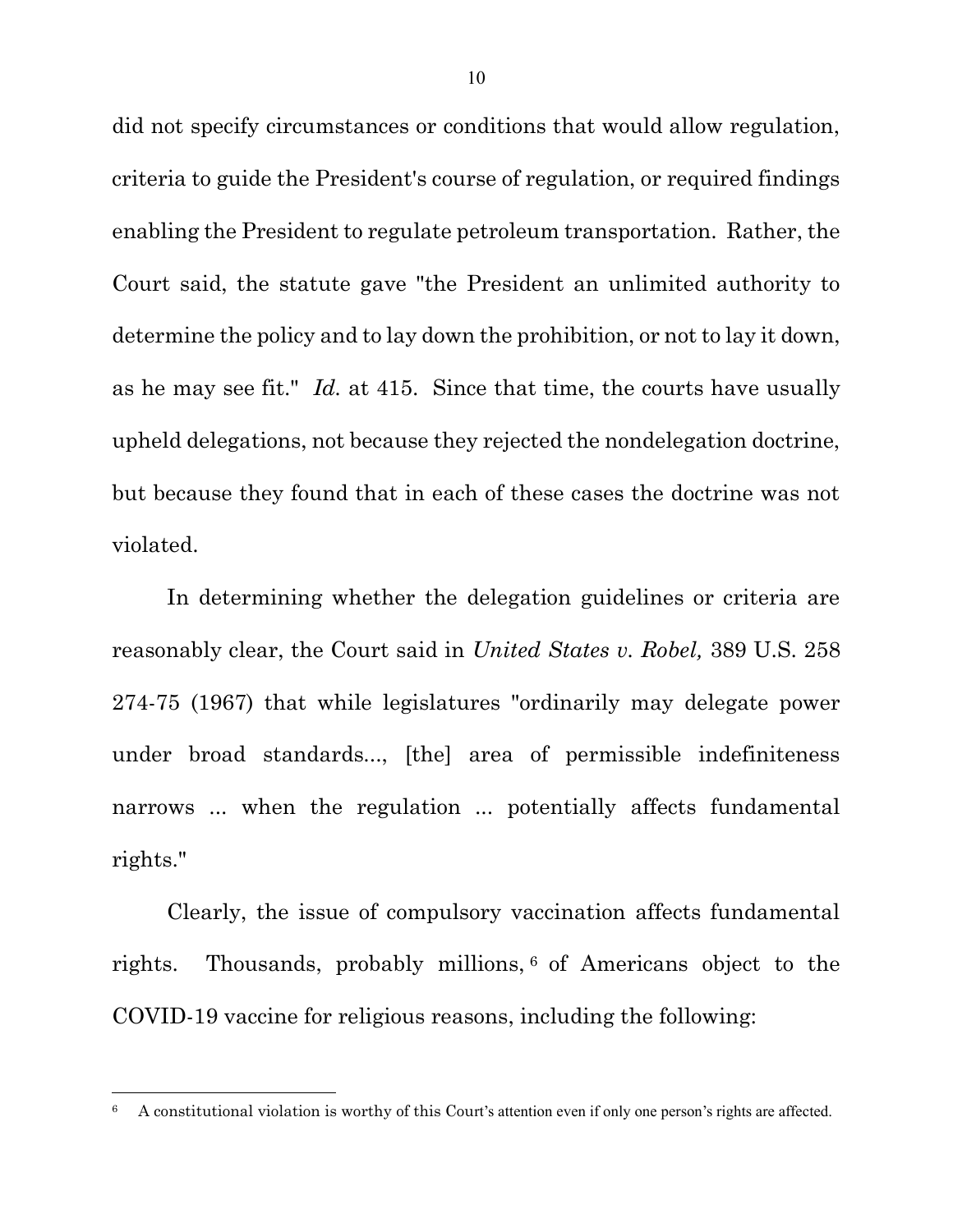did not specify circumstances or conditions that would allow regulation, criteria to guide the President's course of regulation, or required findings enabling the President to regulate petroleum transportation. Rather, the Court said, the statute gave "the President an unlimited authority to determine the policy and to lay down the prohibition, or not to lay it down, as he may see fit." *Id.* at 415. Since that time, the courts have usually upheld delegations, not because they rejected the nondelegation doctrine, but because they found that in each of these cases the doctrine was not violated.

In determining whether the delegation guidelines or criteria are reasonably clear, the Court said in *United States v. Robel,* 389 U.S. 258 274-75 (1967) that while legislatures "ordinarily may delegate power under broad standards..., [the] area of permissible indefiniteness narrows ... when the regulation ... potentially affects fundamental rights."

Clearly, the issue of compulsory vaccination affects fundamental rights. Thousands, probably millions,[6] of Americans object to the COVID-19 vaccine for religious reasons, including the following:

---

[6] A constitutional violation is worthy of this Court's attention even if only one person's rights are affected.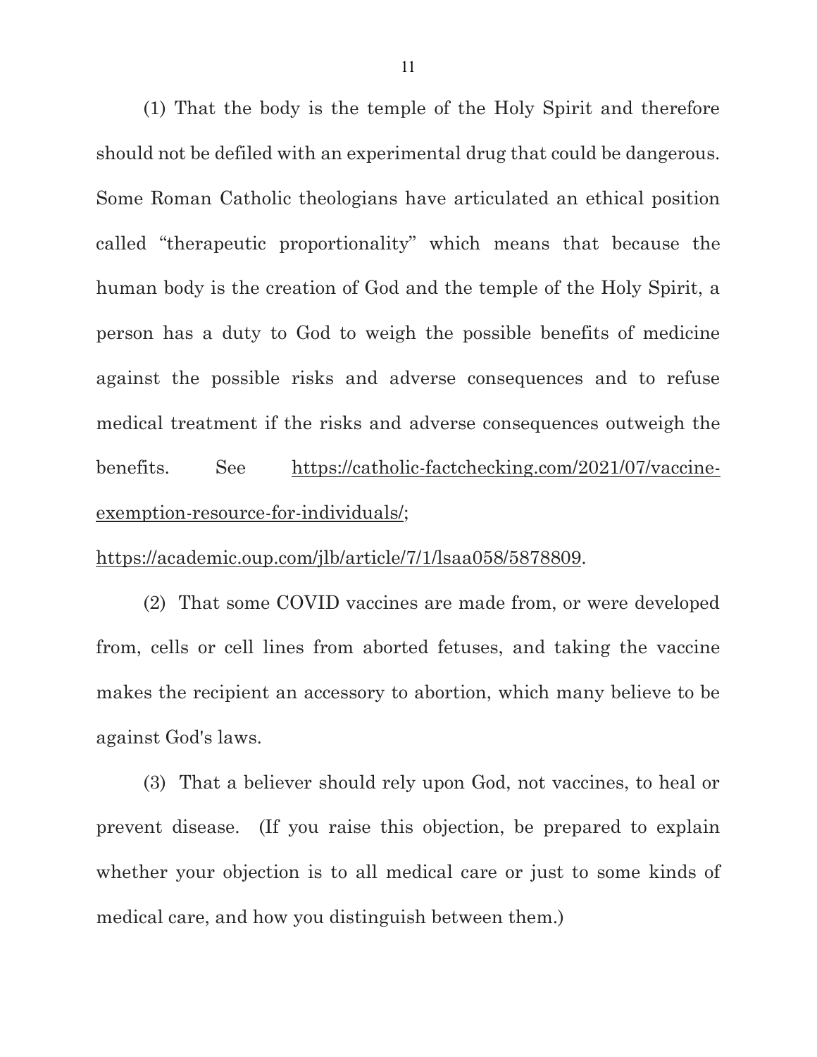(1) That the body is the temple of the Holy Spirit and therefore should not be defiled with an experimental drug that could be dangerous. Some Roman Catholic theologians have articulated an ethical position called "therapeutic proportionality" which means that because the human body is the creation of God and the temple of the Holy Spirit, a person has a duty to God to weigh the possible benefits of medicine against the possible risks and adverse consequences and to refuse medical treatment if the risks and adverse consequences outweigh the benefits. See https://catholic-factchecking.com/2021/07/vaccine-exemption-resource-for-individuals/; https://academic.oup.com/jlb/article/7/1/lsaa058/5878809.

(2) That some COVID vaccines are made from, or were developed from, cells or cell lines from aborted fetuses, and taking the vaccine makes the recipient an accessory to abortion, which many believe to be against God's laws.

(3) That a believer should rely upon God, not vaccines, to heal or prevent disease. (If you raise this objection, be prepared to explain whether your objection is to all medical care or just to some kinds of medical care, and how you distinguish between them.)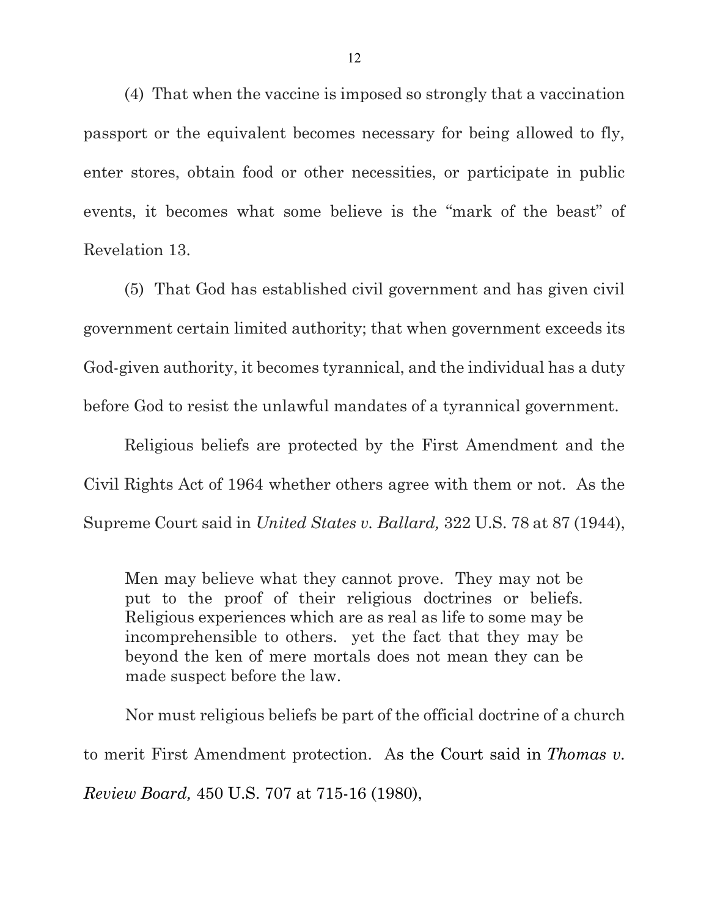(4) That when the vaccine is imposed so strongly that a vaccination passport or the equivalent becomes necessary for being allowed to fly, enter stores, obtain food or other necessities, or participate in public events, it becomes what some believe is the "mark of the beast" of Revelation 13.

(5) That God has established civil government and has given civil government certain limited authority; that when government exceeds its God-given authority, it becomes tyrannical, and the individual has a duty before God to resist the unlawful mandates of a tyrannical government.

Religious beliefs are protected by the First Amendment and the Civil Rights Act of 1964 whether others agree with them or not. As the Supreme Court said in *United States v. Ballard,* 322 U.S. 78 at 87 (1944),

> Men may believe what they cannot prove. They may not be put to the proof of their religious doctrines or beliefs. Religious experiences which are as real as life to some may be incomprehensible to others. yet the fact that they may be beyond the ken of mere mortals does not mean they can be made suspect before the law.

Nor must religious beliefs be part of the official doctrine of a church to merit First Amendment protection. As the Court said in *Thomas v. Review Board,* 450 U.S. 707 at 715-16 (1980),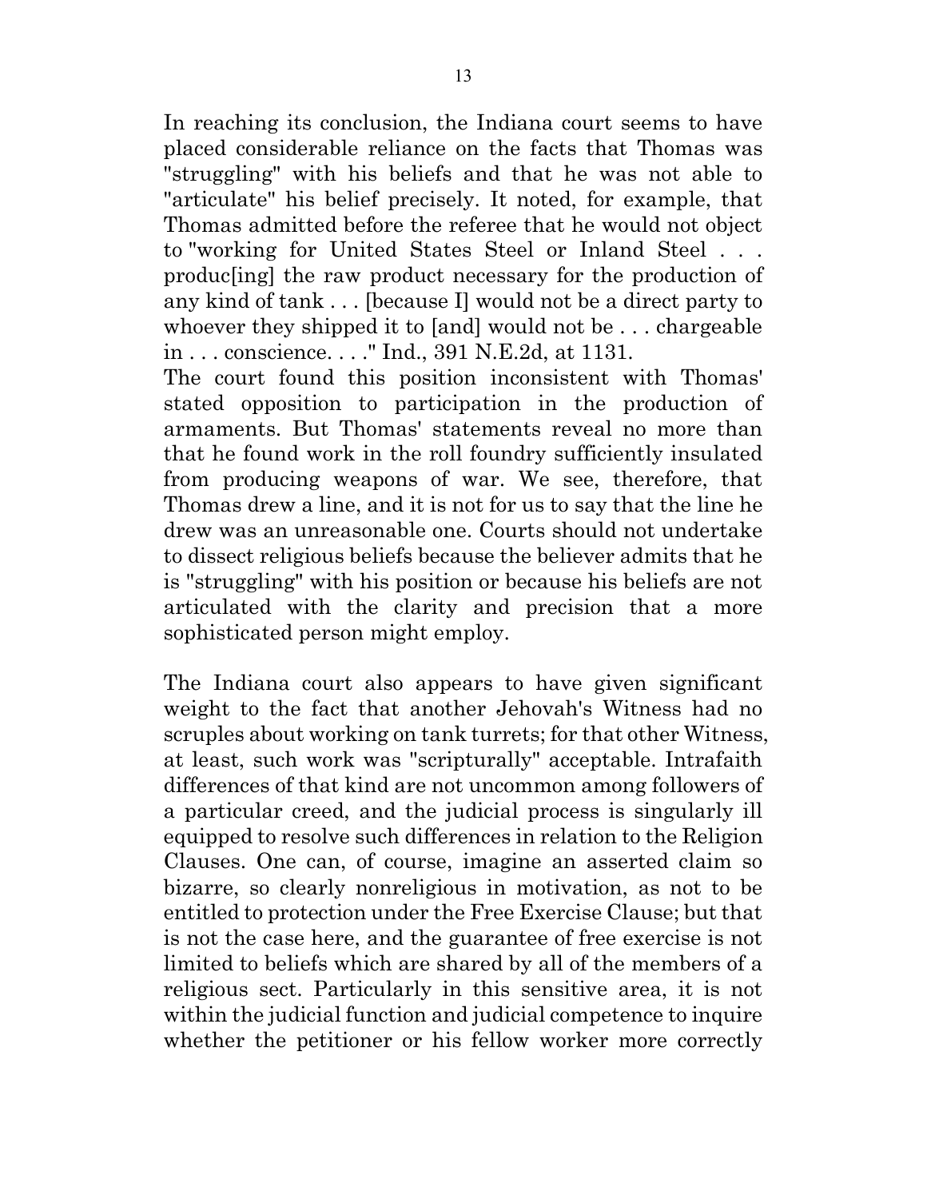In reaching its conclusion, the Indiana court seems to have placed considerable reliance on the facts that Thomas was "struggling" with his beliefs and that he was not able to "articulate" his belief precisely. It noted, for example, that Thomas admitted before the referee that he would not object to "working for United States Steel or Inland Steel . . . produc[ing] the raw product necessary for the production of any kind of tank . . . [because I] would not be a direct party to whoever they shipped it to [and] would not be . . . chargeable in . . . conscience. . . ." Ind., 391 N.E.2d, at 1131.

The court found this position inconsistent with Thomas' stated opposition to participation in the production of armaments. But Thomas' statements reveal no more than that he found work in the roll foundry sufficiently insulated from producing weapons of war. We see, therefore, that Thomas drew a line, and it is not for us to say that the line he drew was an unreasonable one. Courts should not undertake to dissect religious beliefs because the believer admits that he is "struggling" with his position or because his beliefs are not articulated with the clarity and precision that a more sophisticated person might employ.

The Indiana court also appears to have given significant weight to the fact that another Jehovah's Witness had no scruples about working on tank turrets; for that other Witness, at least, such work was "scripturally" acceptable. Intrafaith differences of that kind are not uncommon among followers of a particular creed, and the judicial process is singularly ill equipped to resolve such differences in relation to the Religion Clauses. One can, of course, imagine an asserted claim so bizarre, so clearly nonreligious in motivation, as not to be entitled to protection under the Free Exercise Clause; but that is not the case here, and the guarantee of free exercise is not limited to beliefs which are shared by all of the members of a religious sect. Particularly in this sensitive area, it is not within the judicial function and judicial competence to inquire whether the petitioner or his fellow worker more correctly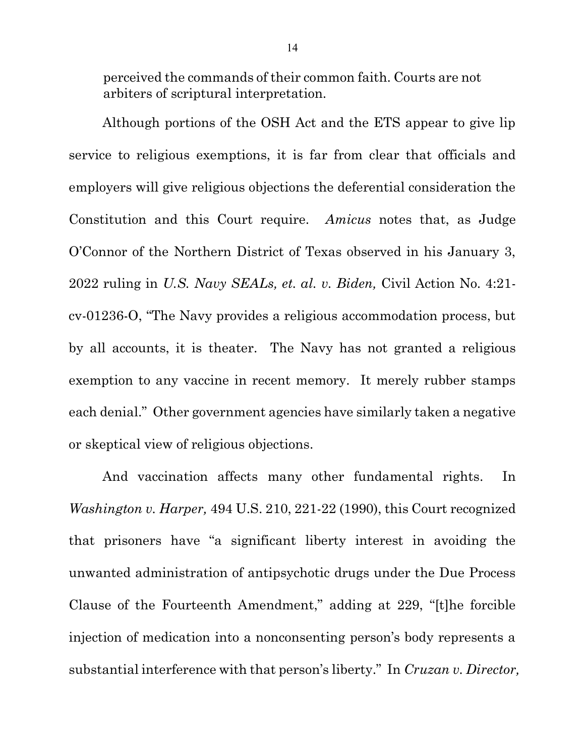perceived the commands of their common faith. Courts are not arbiters of scriptural interpretation.

Although portions of the OSH Act and the ETS appear to give lip service to religious exemptions, it is far from clear that officials and employers will give religious objections the deferential consideration the Constitution and this Court require. *Amicus* notes that, as Judge O'Connor of the Northern District of Texas observed in his January 3, 2022 ruling in *U.S. Navy SEALs, et. al. v. Biden,* Civil Action No. 4:21-cv-01236-O, "The Navy provides a religious accommodation process, but by all accounts, it is theater. The Navy has not granted a religious exemption to any vaccine in recent memory. It merely rubber stamps each denial." Other government agencies have similarly taken a negative or skeptical view of religious objections.

And vaccination affects many other fundamental rights. In *Washington v. Harper,* 494 U.S. 210, 221-22 (1990), this Court recognized that prisoners have "a significant liberty interest in avoiding the unwanted administration of antipsychotic drugs under the Due Process Clause of the Fourteenth Amendment," adding at 229, "[t]he forcible injection of medication into a nonconsenting person's body represents a substantial interference with that person's liberty." In *Cruzan v. Director,*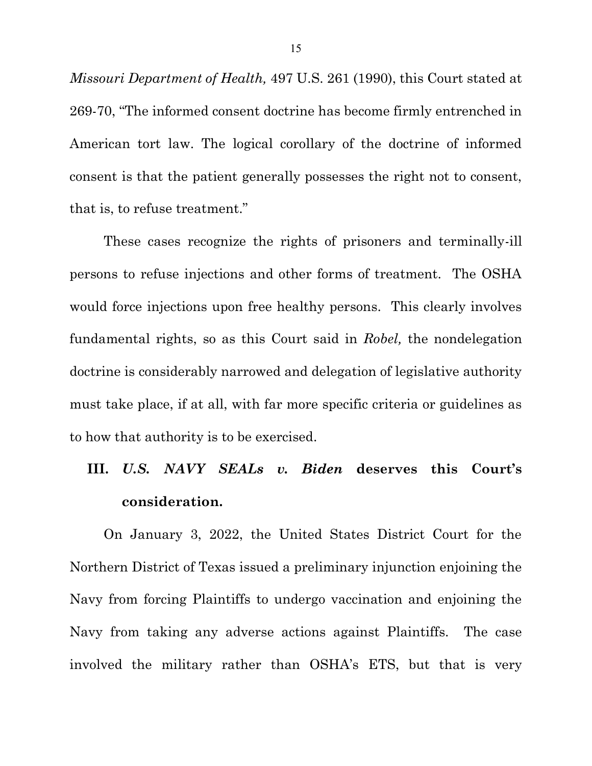*Missouri Department of Health,* 497 U.S. 261 (1990), this Court stated at 269-70, "The informed consent doctrine has become firmly entrenched in American tort law. The logical corollary of the doctrine of informed consent is that the patient generally possesses the right not to consent, that is, to refuse treatment."

These cases recognize the rights of prisoners and terminally-ill persons to refuse injections and other forms of treatment. The OSHA would force injections upon free healthy persons. This clearly involves fundamental rights, so as this Court said in *Robel,* the nondelegation doctrine is considerably narrowed and delegation of legislative authority must take place, if at all, with far more specific criteria or guidelines as to how that authority is to be exercised.

## III. *U.S. NAVY SEALs v. Biden* deserves this Court's consideration.

On January 3, 2022, the United States District Court for the Northern District of Texas issued a preliminary injunction enjoining the Navy from forcing Plaintiffs to undergo vaccination and enjoining the Navy from taking any adverse actions against Plaintiffs. The case involved the military rather than OSHA's ETS, but that is very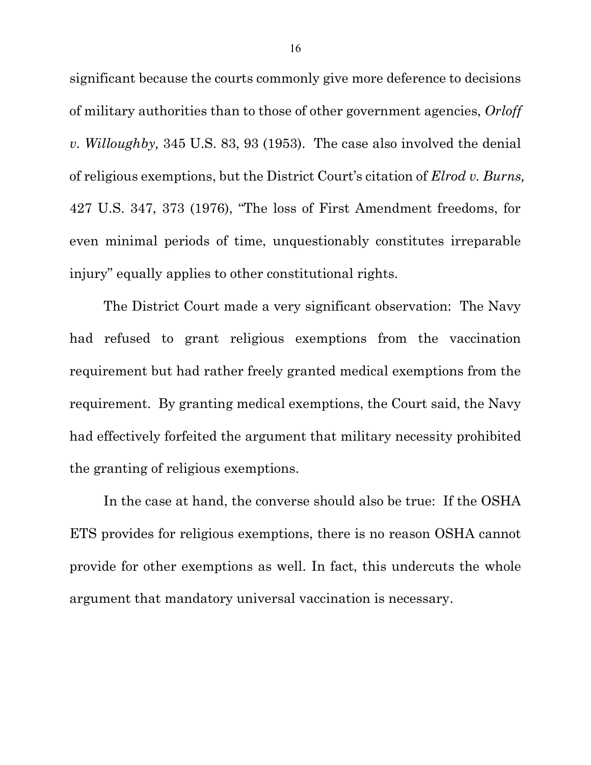significant because the courts commonly give more deference to decisions of military authorities than to those of other government agencies, *Orloff v. Willoughby,* 345 U.S. 83, 93 (1953). The case also involved the denial of religious exemptions, but the District Court's citation of *Elrod v. Burns,* 427 U.S. 347, 373 (1976), "The loss of First Amendment freedoms, for even minimal periods of time, unquestionably constitutes irreparable injury" equally applies to other constitutional rights.

The District Court made a very significant observation: The Navy had refused to grant religious exemptions from the vaccination requirement but had rather freely granted medical exemptions from the requirement. By granting medical exemptions, the Court said, the Navy had effectively forfeited the argument that military necessity prohibited the granting of religious exemptions.

In the case at hand, the converse should also be true: If the OSHA ETS provides for religious exemptions, there is no reason OSHA cannot provide for other exemptions as well. In fact, this undercuts the whole argument that mandatory universal vaccination is necessary.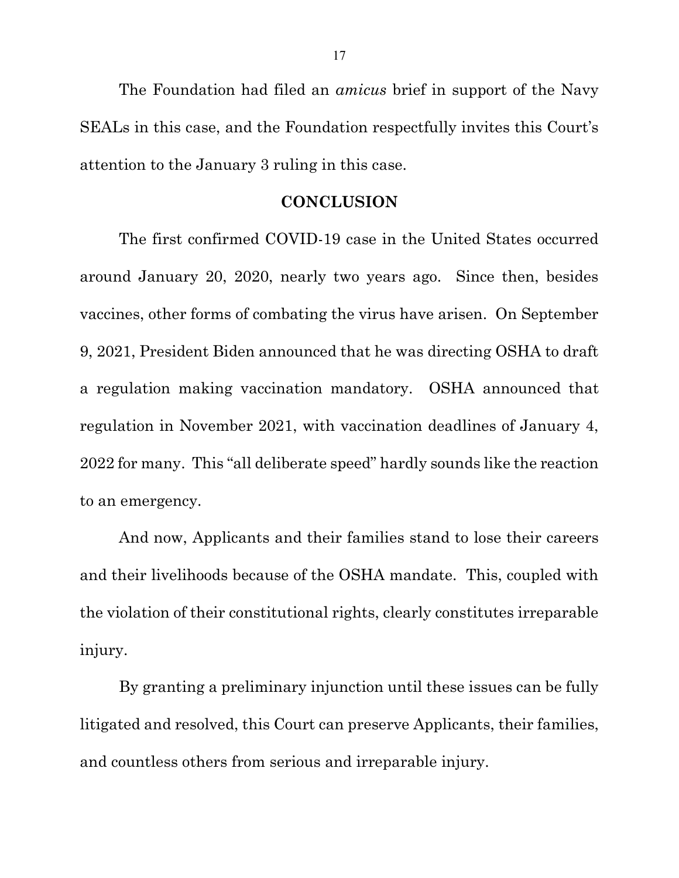The Foundation had filed an *amicus* brief in support of the Navy SEALs in this case, and the Foundation respectfully invites this Court's attention to the January 3 ruling in this case.

## CONCLUSION

The first confirmed COVID-19 case in the United States occurred around January 20, 2020, nearly two years ago. Since then, besides vaccines, other forms of combating the virus have arisen. On September 9, 2021, President Biden announced that he was directing OSHA to draft a regulation making vaccination mandatory. OSHA announced that regulation in November 2021, with vaccination deadlines of January 4, 2022 for many. This "all deliberate speed" hardly sounds like the reaction to an emergency.

And now, Applicants and their families stand to lose their careers and their livelihoods because of the OSHA mandate. This, coupled with the violation of their constitutional rights, clearly constitutes irreparable injury.

By granting a preliminary injunction until these issues can be fully litigated and resolved, this Court can preserve Applicants, their families, and countless others from serious and irreparable injury.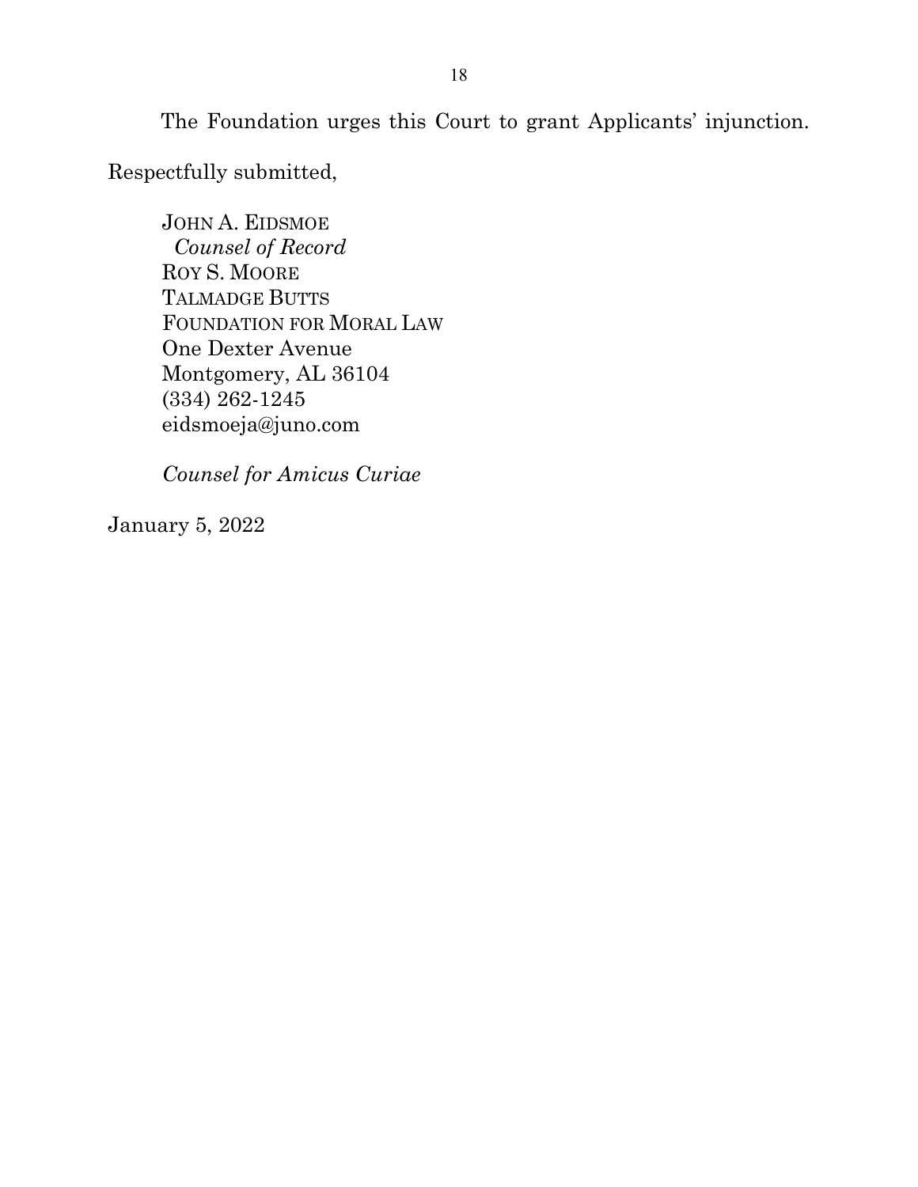The Foundation urges this Court to grant Applicants' injunction.

Respectfully submitted,

JOHN A. EIDSMOE  
*Counsel of Record*  
ROY S. MOORE  
TALMADGE BUTTS  
FOUNDATION FOR MORAL LAW  
One Dexter Avenue  
Montgomery, AL 36104  
(334) 262-1245  
eidsmoeja@juno.com

*Counsel for Amicus Curiae*

January 5, 2022